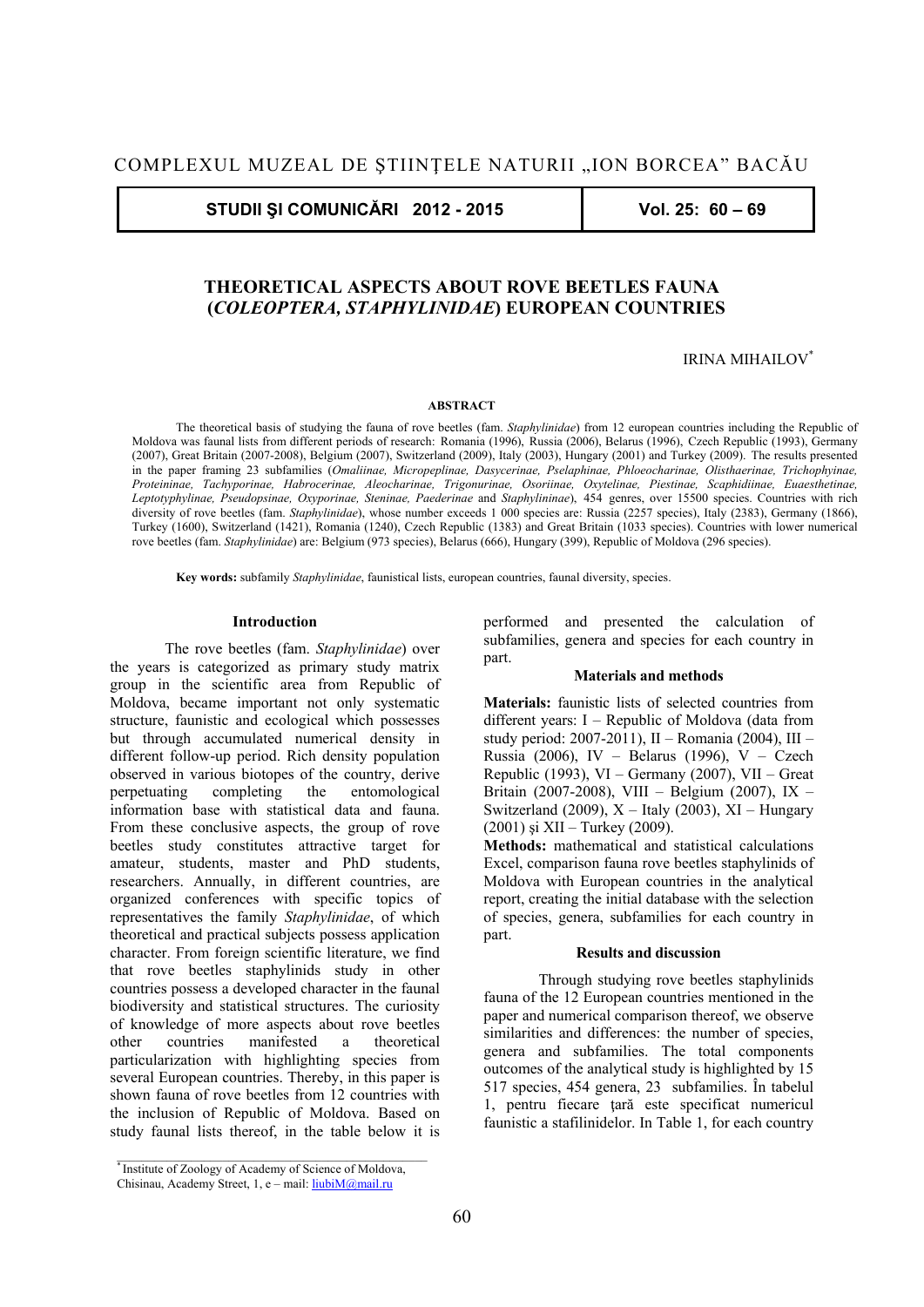# THEORETICAL ASPECTS ABOUT ROVE BEETLES FAUNA (*COLEOPTERA, STAPHYLINIDAE*) EUROPEAN COUNTRIES

IRINA MIHAILOV[*]

**ABSTRACT**

The theoretical basis of studying the fauna of rove beetles (fam. *Staphylinidae*) from 12 european countries including the Republic of Moldova was faunal lists from different periods of research: Romania (1996), Russia (2006), Belarus (1996), Czech Republic (1993), Germany (2007), Great Britain (2007-2008), Belgium (2007), Switzerland (2009), Italy (2003), Hungary (2001) and Turkey (2009). The results presented in the paper framing 23 subfamilies (*Omaliinae, Micropeplinae, Dasycerinae, Pselaphinae, Phloeocharinae, Olisthaerinae, Trichophyinae, Proteininae, Tachyporinae, Habrocerinae, Aleocharinae, Trigonurinae, Osoriinae, Oxytelinae, Piestinae, Scaphidiinae, Euaesthetinae, Leptotyphylinae, Pseudopsinae, Oxyporinae, Steninae, Paederinae* and *Staphylininae*), 454 genres, over 15500 species. Countries with rich diversity of rove beetles (fam. *Staphylinidae*), whose number exceeds 1 000 species are: Russia (2257 species), Italy (2383), Germany (1866), Turkey (1600), Switzerland (1421), Romania (1240), Czech Republic (1383) and Great Britain (1033 species). Countries with lower numerical rove beetles (fam. *Staphylinidae*) are: Belgium (973 species), Belarus (666), Hungary (399), Republic of Moldova (296 species).

**Key words:** subfamily *Staphylinidae*, faunistical lists, european countries, faunal diversity, species.

## Introduction

The rove beetles (fam. *Staphylinidae*) over the years is categorized as primary study matrix group in the scientific area from Republic of Moldova, became important not only systematic structure, faunistic and ecological which possesses but through accumulated numerical density in different follow-up period. Rich density population observed in various biotopes of the country, derive perpetuating completing the entomological information base with statistical data and fauna. From these conclusive aspects, the group of rove beetles study constitutes attractive target for amateur, students, master and PhD students, researchers. Annually, in different countries, are organized conferences with specific topics of representatives the family *Staphylinidae*, of which theoretical and practical subjects possess application character. From foreign scientific literature, we find that rove beetles staphylinids study in other countries possess a developed character in the faunal biodiversity and statistical structures. The curiosity of knowledge of more aspects about rove beetles other countries manifested a theoretical particularization with highlighting species from several European countries. Thereby, in this paper is shown fauna of rove beetles from 12 countries with the inclusion of Republic of Moldova. Based on study faunal lists thereof, in the table below it is performed and presented the calculation of subfamilies, genera and species for each country in part.

## Materials and methods

**Materials:** faunistic lists of selected countries from different years: I – Republic of Moldova (data from study period: 2007-2011), II – Romania (2004), III – Russia (2006), IV – Belarus (1996), V – Czech Republic (1993), VI – Germany (2007), VII – Great Britain (2007-2008), VIII – Belgium (2007), IX – Switzerland (2009), X – Italy (2003), XI – Hungary (2001) şi XII – Turkey (2009).

**Methods:** mathematical and statistical calculations Excel, comparison fauna rove beetles staphylinids of Moldova with European countries in the analytical report, creating the initial database with the selection of species, genera, subfamilies for each country in part.

## Results and discussion

Through studying rove beetles staphylinids fauna of the 12 European countries mentioned in the paper and numerical comparison thereof, we observe similarities and differences: the number of species, genera and subfamilies. The total components outcomes of the analytical study is highlighted by 15 517 species, 454 genera, 23 subfamilies. În tabelul 1, pentru fiecare ţară este specificat numericul faunistic a stafilinidelor. In Table 1, for each country

[*] Institute of Zoology of Academy of Science of Moldova, Chisinau, Academy Street, 1, e – mail: liubiM@mail.ru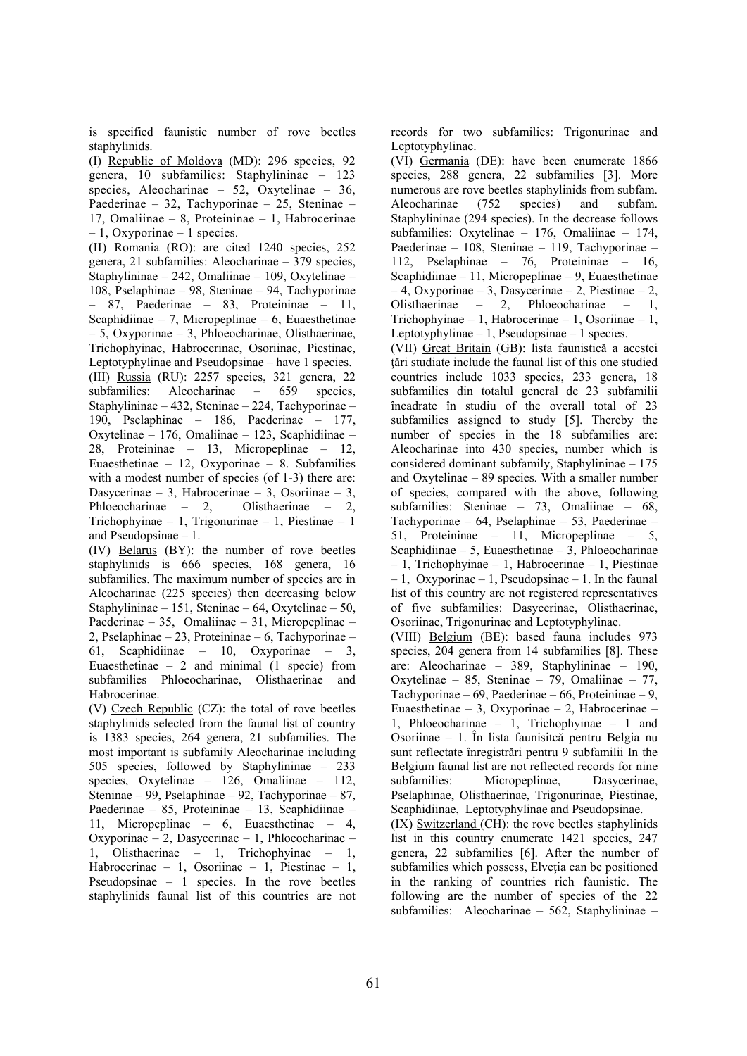is specified faunistic number of rove beetles staphylinids.

(I) Republic of Moldova (MD): 296 species, 92 genera, 10 subfamilies: Staphylininae – 123 species, Aleocharinae – 52, Oxytelinae – 36, Paederinae – 32, Tachyporinae – 25, Steninae – 17, Omaliinae – 8, Proteininae – 1, Habrocerinae – 1, Oxyporinae – 1 species.

(II) Romania (RO): are cited 1240 species, 252 genera, 21 subfamilies: Aleocharinae – 379 species, Staphylininae – 242, Omaliinae – 109, Oxytelinae – 108, Pselaphinae – 98, Steninae – 94, Tachyporinae – 87, Paederinae – 83, Proteininae – 11, Scaphidiinae – 7, Micropeplinae – 6, Euaesthetinae – 5, Oxyporinae – 3, Phloeocharinae, Olisthaerinae, Trichophyinae, Habrocerinae, Osoriinae, Piestinae, Leptotyphylinae and Pseudopsinae – have 1 species.

(III) Russia (RU): 2257 species, 321 genera, 22 subfamilies: Aleocharinae – 659 species, Staphylininae – 432, Steninae – 224, Tachyporinae – 190, Pselaphinae – 186, Paederinae – 177, Oxytelinae – 176, Omaliinae – 123, Scaphidiinae – 28, Proteininae – 13, Micropeplinae – 12, Euaesthetinae – 12, Oxyporinae – 8. Subfamilies with a modest number of species (of 1-3) there are: Dasycerinae – 3, Habrocerinae – 3, Osoriinae – 3, Phloeocharinae – 2, Olisthaerinae – 2, Trichophyinae – 1, Trigonurinae – 1, Piestinae – 1 and Pseudopsinae – 1.

(IV) Belarus (BY): the number of rove beetles staphylinids is 666 species, 168 genera, 16 subfamilies. The maximum number of species are in Aleocharinae (225 species) then decreasing below Staphylininae – 151, Steninae – 64, Oxytelinae – 50, Paederinae – 35, Omaliinae – 31, Micropeplinae – 2, Pselaphinae – 23, Proteininae – 6, Tachyporinae – 61, Scaphidiinae – 10, Oxyporinae – 3, Euaesthetinae – 2 and minimal (1 specie) from subfamilies Phloeocharinae, Olisthaerinae and Habrocerinae.

(V) Czech Republic (CZ): the total of rove beetles staphylinids selected from the faunal list of country is 1383 species, 264 genera, 21 subfamilies. The most important is subfamily Aleocharinae including 505 species, followed by Staphylininae – 233 species, Oxytelinae – 126, Omaliinae – 112, Steninae – 99, Pselaphinae – 92, Tachyporinae – 87, Paederinae – 85, Proteininae – 13, Scaphidiinae – 11, Micropeplinae – 6, Euaesthetinae – 4, Oxyporinae – 2, Dasycerinae – 1, Phloeocharinae – 1, Olisthaerinae – 1, Trichophyinae – 1, Habrocerinae – 1, Osoriinae – 1, Piestinae – 1, Pseudopsinae – 1 species. In the rove beetles staphylinids faunal list of this countries are not records for two subfamilies: Trigonurinae and Leptotyphylinae.

(VI) Germania (DE): have been enumerate 1866 species, 288 genera, 22 subfamilies [3]. More numerous are rove beetles staphylinids from subfam. Aleocharinae (752 species) and subfam. Staphylininae (294 species). In the decrease follows subfamilies: Oxytelinae – 176, Omaliinae – 174, Paederinae – 108, Steninae – 119, Tachyporinae – 112, Pselaphinae – 76, Proteininae – 16, Scaphidiinae – 11, Micropeplinae – 9, Euaesthetinae – 4, Oxyporinae – 3, Dasycerinae – 2, Piestinae – 2, Olisthaerinae – 2, Phloeocharinae – 1, Trichophyinae – 1, Habrocerinae – 1, Osoriinae – 1, Leptotyphylinae – 1, Pseudopsinae – 1 species.

(VII) Great Britain (GB): lista faunistică a acestei ţări studiate include the faunal list of this one studied countries include 1033 species, 233 genera, 18 subfamilies din totalul general de 23 subfamilii încadrate în studiu of the overall total of 23 subfamilies assigned to study [5]. Thereby the number of species in the 18 subfamilies are: Aleocharinae into 430 species, number which is considered dominant subfamily, Staphylininae – 175 and Oxytelinae – 89 species. With a smaller number of species, compared with the above, following subfamilies: Steninae – 73, Omaliinae – 68, Tachyporinae – 64, Pselaphinae – 53, Paederinae – 51, Proteininae – 11, Micropeplinae – 5, Scaphidiinae – 5, Euaesthetinae – 3, Phloeocharinae – 1, Trichophyinae – 1, Habrocerinae – 1, Piestinae – 1, Oxyporinae – 1, Pseudopsinae – 1. In the faunal list of this country are not registered representatives of five subfamilies: Dasycerinae, Olisthaerinae, Osoriinae, Trigonurinae and Leptotyphylinae.

(VIII) Belgium (BE): based fauna includes 973 species, 204 genera from 14 subfamilies [8]. These are: Aleocharinae – 389, Staphylininae – 190, Oxytelinae – 85, Steninae – 79, Omaliinae – 77, Tachyporinae – 69, Paederinae – 66, Proteininae – 9, Euaesthetinae – 3, Oxyporinae – 2, Habrocerinae – 1, Phloeocharinae – 1, Trichophyinae – 1 and Osoriinae – 1. În lista faunisitcă pentru Belgia nu sunt reflectate înregistrări pentru 9 subfamilii In the Belgium faunal list are not reflected records for nine subfamilies: Micropeplinae, Dasycerinae, Pselaphinae, Olisthaerinae, Trigonurinae, Piestinae, Scaphidiinae, Leptotyphylinae and Pseudopsinae.

(IX) Switzerland (CH): the rove beetles staphylinids list in this country enumerate 1421 species, 247 genera, 22 subfamilies [6]. After the number of subfamilies which possess, Elveţia can be positioned in the ranking of countries rich faunistic. The following are the number of species of the 22 subfamilies: Aleocharinae – 562, Staphylininae –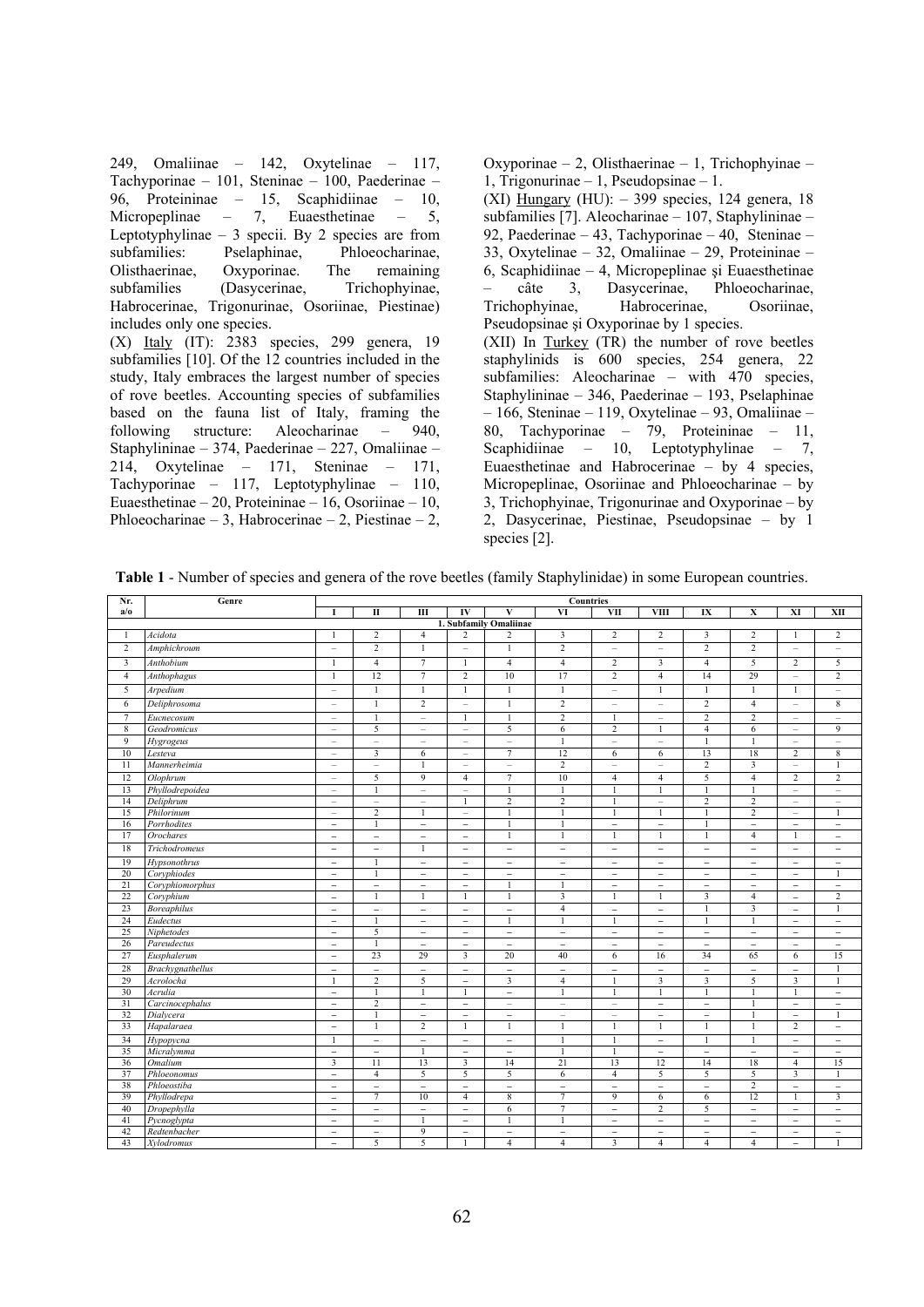249, Omaliinae – 142, Oxytelinae – 117, Tachyporinae – 101, Steninae – 100, Paederinae – 96, Proteininae – 15, Scaphidiinae – 10, Micropeplinae – 7, Euaesthetinae – 5, Leptotyphylinae – 3 specii. By 2 species are from subfamilies: Pselaphinae, Phloeocharinae, Olisthaerinae, Oxyporinae. The remaining subfamilies (Dasycerinae, Trichophyinae, Habrocerinae, Trigonurinae, Osoriinae, Piestinae) includes only one species.

(X) Italy (IT): 2383 species, 299 genera, 19 subfamilies [10]. Of the 12 countries included in the study, Italy embraces the largest number of species of rove beetles. Accounting species of subfamilies based on the fauna list of Italy, framing the following structure: Aleocharinae – 940, Staphylininae – 374, Paederinae – 227, Omaliinae – 214, Oxytelinae – 171, Steninae – 171, Tachyporinae – 117, Leptotyphylinae – 110, Euaesthetinae – 20, Proteininae – 16, Osoriinae – 10, Phloeocharinae – 3, Habrocerinae – 2, Piestinae – 2, Oxyporinae – 2, Olisthaerinae – 1, Trichophyinae – 1, Trigonurinae – 1, Pseudopsinae – 1.

(XI) Hungary (HU): – 399 species, 124 genera, 18 subfamilies [7]. Aleocharinae – 107, Staphylininae – 92, Paederinae – 43, Tachyporinae – 40, Steninae – 33, Oxytelinae – 32, Omaliinae – 29, Proteininae – 6, Scaphidiinae – 4, Micropeplinae şi Euaesthetinae – câte 3, Dasycerinae, Phloeocharinae, Trichophyinae, Habrocerinae, Osoriinae, Pseudopsinae şi Oxyporinae by 1 species.

(XII) In Turkey (TR) the number of rove beetles staphylinids is 600 species, 254 genera, 22 subfamilies: Aleocharinae – with 470 species, Staphylininae – 346, Paederinae – 193, Pselaphinae – 166, Steninae – 119, Oxytelinae – 93, Omaliinae – 80, Tachyporinae – 79, Proteininae – 11, Scaphidiinae – 10, Leptotyphylinae – 7, Euaesthetinae and Habrocerinae – by 4 species, Micropeplinae, Osoriinae and Phloeocharinae – by 3, Trichophyinae, Trigonurinae and Oxyporinae – by 2, Dasycerinae, Piestinae, Pseudopsinae – by 1 species [2].

**Table 1** - Number of species and genera of the rove beetles (family Staphylinidae) in some European countries.

| Nr. a/o | Genre | Countries | | | | | | | | | | | |
|---|---|---|---|---|---|---|---|---|---|---|---|---|---|
| | | I | II | III | IV | V | VI | VII | VIII | IX | X | XI | XII |
| | **1. Subfamily Omaliinae** | | | | | | | | | | | | |
| 1 | *Acidota* | 1 | 2 | 4 | 2 | 2 | 3 | 2 | 2 | 3 | 2 | 1 | 2 |
| 2 | *Amphichroum* | – | 2 | 1 | – | 1 | 2 | – | – | 2 | 2 | – | – |
| 3 | *Anthobium* | 1 | 4 | 7 | 1 | 4 | 4 | 2 | 3 | 4 | 5 | 2 | 5 |
| 4 | *Anthophagus* | 1 | 12 | 7 | 2 | 10 | 17 | 2 | 4 | 14 | 29 | – | 2 |
| 5 | *Arpedium* | – | 1 | 1 | 1 | 1 | 1 | – | 1 | 1 | 1 | 1 | – |
| 6 | *Deliphrosoma* | – | 1 | 2 | – | 1 | 2 | – | – | 2 | 4 | – | 8 |
| 7 | *Eucnecosum* | – | 1 | – | 1 | 1 | 2 | 1 | – | 2 | 2 | – | – |
| 8 | *Geodromicus* | – | 5 | – | – | 5 | 6 | 2 | 1 | 4 | 6 | – | 9 |
| 9 | *Hygrogeus* | – | – | – | – | – | 1 | – | – | 1 | 1 | – | – |
| 10 | *Lesteva* | – | 3 | 6 | – | 7 | 12 | 6 | 6 | 13 | 18 | 2 | 8 |
| 11 | *Mannerheimia* | – | – | 1 | – | – | 2 | – | – | 2 | 3 | – | 1 |
| 12 | *Olophrum* | – | 5 | 9 | 4 | 7 | 10 | 4 | 4 | 5 | 4 | 2 | 2 |
| 13 | *Phyllodrepoidea* | – | 1 | – | – | 1 | 1 | 1 | 1 | 1 | 1 | – | – |
| 14 | *Deliphrum* | – | – | – | 1 | 2 | 2 | 1 | – | 2 | 2 | – | – |
| 15 | *Philorinum* | – | 2 | 1 | – | 1 | 1 | 1 | 1 | 1 | 2 | – | 1 |
| 16 | *Porrhodites* | – | 1 | – | – | 1 | 1 | – | – | 1 | – | – | – |
| 17 | *Orochares* | – | – | – | – | 1 | 1 | 1 | 1 | 1 | 4 | 1 | – |
| 18 | *Trichodromeus* | – | – | 1 | – | – | – | – | – | – | – | – | – |
| 19 | *Hypsonothrus* | – | 1 | – | – | – | – | – | – | – | – | – | – |
| 20 | *Coryphiodes* | – | 1 | – | – | – | – | – | – | – | – | – | 1 |
| 21 | *Coryphiomorphus* | – | – | – | – | 1 | 1 | – | – | – | – | – | – |
| 22 | *Coryphium* | – | 1 | 1 | 1 | 1 | 3 | 1 | 1 | 3 | 4 | – | 2 |
| 23 | *Boreaphilus* | – | – | – | – | – | 4 | – | – | 1 | 3 | – | 1 |
| 24 | *Eudectus* | – | 1 | – | – | 1 | 1 | 1 | – | 1 | 1 | – | – |
| 25 | *Niphetodes* | – | 5 | – | – | – | – | – | – | – | – | – | – |
| 26 | *Pareudectus* | – | 1 | – | – | – | – | – | – | – | – | – | – |
| 27 | *Eusphalerum* | – | 23 | 29 | 3 | 20 | 40 | 6 | 16 | 34 | 65 | 6 | 15 |
| 28 | *Brachygnathellus* | – | – | – | – | – | – | – | – | – | – | – | 1 |
| 29 | *Acrolocha* | 1 | 2 | 5 | – | 3 | 4 | 1 | 3 | 3 | 5 | 3 | 1 |
| 30 | *Acrulia* | – | 1 | 1 | 1 | – | 1 | 1 | 1 | 1 | 1 | 1 | – |
| 31 | *Carcinocephalus* | – | 2 | – | – | – | – | – | – | – | 1 | – | – |
| 32 | *Dialycera* | – | 1 | – | – | – | – | – | – | – | 1 | – | 1 |
| 33 | *Hapalaraea* | – | 1 | 2 | 1 | 1 | 1 | 1 | 1 | 1 | 1 | 2 | – |
| 34 | *Hypopycna* | 1 | – | – | – | – | 1 | 1 | – | 1 | 1 | – | – |
| 35 | *Micralymma* | – | – | 1 | – | – | 1 | 1 | – | – | – | – | – |
| 36 | *Omalium* | 3 | 11 | 13 | 3 | 14 | 21 | 13 | 12 | 14 | 18 | 4 | 15 |
| 37 | *Phloeonomus* | – | 4 | 5 | 5 | 5 | 6 | 4 | 5 | 5 | 5 | 3 | 1 |
| 38 | *Phloeostiba* | – | – | – | – | – | – | – | – | – | 2 | – | – |
| 39 | *Phyllodrepa* | – | 7 | 10 | 4 | 8 | 7 | 9 | 6 | 6 | 12 | 1 | 3 |
| 40 | *Dropephylla* | – | – | – | – | 6 | 7 | – | 2 | 5 | – | – | – |
| 41 | *Pycnoglypta* | – | – | 1 | – | 1 | 1 | – | – | – | – | – | – |
| 42 | *Redtenbacher* | – | – | 9 | – | – | – | – | – | – | – | – | – |
| 43 | *Xylodromus* | – | 5 | 5 | 1 | 4 | 4 | 3 | 4 | 4 | 4 | – | 1 |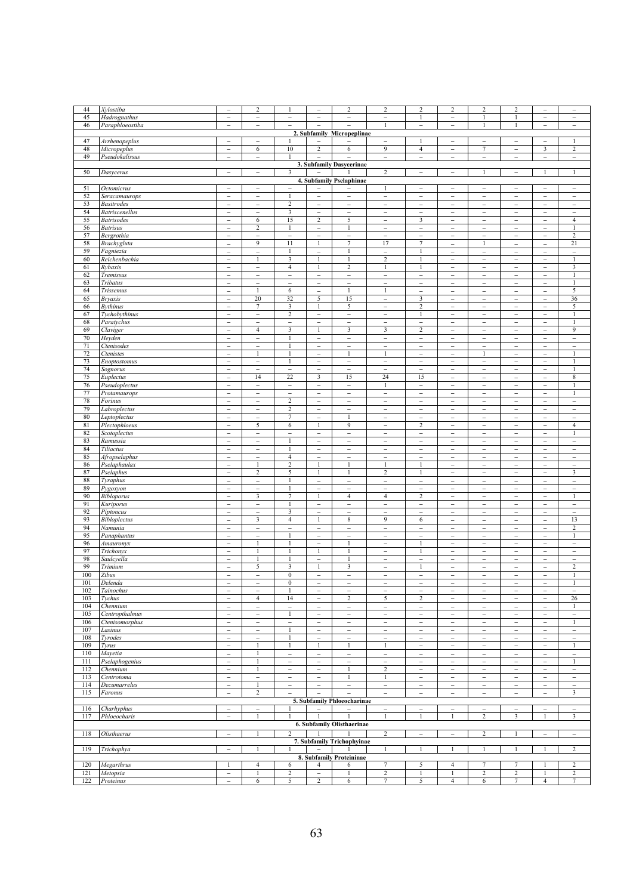| | | | | | | | | | | | | | |
|---|---|---|---|---|---|---|---|---|---|---|---|---|---|
| 44 | *Xylostiba* | – | 2 | 1 | – | 2 | 2 | 2 | 2 | 2 | 2 | – | – |
| 45 | *Hadrognathus* | – | – | – | – | – | – | 1 | – | 1 | 1 | – | – |
| 46 | *Paraphloeostiba* | – | – | – | – | – | 1 | – | – | 1 | 1 | – | – |
| | **2. Subfamily Micropeplinae** | | | | | | | | | | | | |
| 47 | *Arrhenopeplus* | – | – | 1 | – | – | – | 1 | – | – | – | – | 1 |
| 48 | *Micropeplus* | – | 6 | 10 | 2 | 6 | 9 | 4 | – | 7 | – | 3 | 2 |
| 49 | *Pseudokalissus* | – | – | 1 | – | – | – | – | – | – | – | – | – |
| | **3. Subfamily Dasycerinae** | | | | | | | | | | | | |
| 50 | *Dasycerus* | – | – | 3 | – | 1 | 2 | – | – | 1 | – | 1 | 1 |
| | **4. Subfamily Pselaphinae** | | | | | | | | | | | | |
| 51 | *Octomicrus* | – | – | – | – | – | 1 | – | – | – | – | – | – |
| 52 | *Seracamaurops* | – | – | 1 | – | – | – | – | – | – | – | – | – |
| 53 | *Basitrodes* | – | – | 2 | – | – | – | – | – | – | – | – | – |
| 54 | *Batriscenellus* | – | – | 3 | – | – | – | – | – | – | – | – | – |
| 55 | *Batrisodes* | – | 6 | 15 | 2 | 5 | – | 3 | – | – | – | – | 4 |
| 56 | *Batrisus* | – | 2 | 1 | – | 1 | – | – | – | – | – | – | 1 |
| 57 | *Bergrothia* | – | – | – | – | – | – | – | – | – | – | – | 2 |
| 58 | *Brachygluta* | – | 9 | 11 | 1 | 7 | 17 | 7 | – | 1 | – | – | 21 |
| 59 | *Fagniezia* | – | – | 1 | – | 1 | – | 1 | – | – | – | – | – |
| 60 | *Reichenbachia* | – | 1 | 3 | 1 | 1 | 2 | 1 | – | – | – | – | 1 |
| 61 | *Rybaxis* | – | – | 4 | 1 | 2 | 1 | 1 | – | – | – | – | 3 |
| 62 | *Tremissus* | – | – | – | – | – | – | – | – | – | – | – | 1 |
| 63 | *Tribatus* | – | – | – | – | – | – | – | – | – | – | – | 1 |
| 64 | *Trissemus* | – | 1 | 6 | – | 1 | 1 | – | – | – | – | – | 5 |
| 65 | *Bryaxis* | – | 20 | 32 | 5 | 15 | – | 3 | – | – | – | – | 36 |
| 66 | *Bythinus* | – | 7 | 3 | 1 | 5 | – | 2 | – | – | – | – | 5 |
| 67 | *Tychobythinus* | – | – | 2 | – | – | – | 1 | – | – | – | – | 1 |
| 68 | *Paratychus* | – | – | – | – | – | – | – | – | – | – | – | 1 |
| 69 | *Claviger* | – | 4 | 3 | 1 | 3 | 3 | 2 | – | – | – | – | 9 |
| 70 | *Heyden* | – | – | 1 | – | – | – | – | – | – | – | – | – |
| 71 | *Ctenisodes* | – | – | 1 | – | – | – | – | – | – | – | – | – |
| 72 | *Ctenistes* | – | 1 | 1 | – | 1 | 1 | – | – | 1 | – | – | 1 |
| 73 | *Enoptostomus* | – | – | 1 | – | – | – | – | – | – | – | – | 1 |
| 74 | *Sognorus* | – | – | – | – | – | – | – | – | – | – | – | 1 |
| 75 | *Euplectus* | – | 14 | 22 | 3 | 15 | 24 | 15 | – | – | – | – | 8 |
| 76 | *Pseudoplectus* | – | – | – | – | – | 1 | – | – | – | – | – | 1 |
| 77 | *Protamaurops* | – | – | – | – | – | – | – | – | – | – | – | 1 |
| 78 | *Forinus* | – | – | 2 | – | – | – | – | – | – | – | – | – |
| 79 | *Labroplectus* | – | – | 2 | – | – | – | – | – | – | – | – | – |
| 80 | *Leptoplectus* | – | – | 7 | – | 1 | – | – | – | – | – | – | – |
| 81 | *Plectophloeus* | – | 5 | 6 | 1 | 9 | – | 2 | – | – | – | – | 4 |
| 82 | *Scotoplectus* | – | – | – | – | – | – | – | – | – | – | – | 1 |
| 83 | *Ramussia* | – | – | 1 | – | – | – | – | – | – | – | – | – |
| 84 | *Tiliactus* | – | – | 1 | – | – | – | – | – | – | – | – | – |
| 85 | *Afropselaphus* | – | – | 4 | – | – | – | – | – | – | – | – | – |
| 86 | *Pselaphaulax* | – | 1 | 2 | 1 | 1 | 1 | 1 | – | – | – | – | – |
| 87 | *Pselaphus* | – | 2 | 5 | 1 | 1 | 2 | 1 | – | – | – | – | 3 |
| 88 | *Tyraphus* | – | – | 1 | – | – | – | – | – | – | – | – | – |
| 89 | *Pygoxyon* | – | – | 1 | – | – | – | – | – | – | – | – | – |
| 90 | *Bibloporus* | – | 3 | 7 | 1 | 4 | 4 | 2 | – | – | – | – | 1 |
| 91 | *Kuriporus* | – | – | 1 | – | – | – | – | – | – | – | – | – |
| 92 | *Piptoncus* | – | – | 3 | – | – | – | – | – | – | – | – | – |
| 93 | *Bibloplectus* | – | 3 | 4 | 1 | 8 | 9 | 6 | – | – | – | – | 13 |
| 94 | *Namunia* | – | – | – | – | – | – | – | – | – | – | – | 2 |
| 95 | *Panaphantus* | – | – | 1 | – | – | – | – | – | – | – | – | 1 |
| 96 | *Amauronyx* | – | 1 | 1 | – | 1 | – | 1 | – | – | – | – | – |
| 97 | *Trichonyx* | – | 1 | 1 | 1 | 1 | – | 1 | – | – | – | – | – |
| 98 | *Saulcyella* | – | 1 | 1 | – | 1 | – | – | – | – | – | – | – |
| 99 | *Trimium* | – | 5 | 3 | 1 | 3 | – | 1 | – | – | – | – | 2 |
| 100 | *Zibus* | – | – | 0 | – | – | – | – | – | – | – | – | 1 |
| 101 | *Delenda* | – | – | 0 | – | – | – | – | – | – | – | – | 1 |
| 102 | *Tainochus* | – | – | 1 | – | – | – | – | – | – | – | – | – |
| 103 | *Tychus* | – | 4 | 14 | – | 2 | 5 | 2 | – | – | – | – | 26 |
| 104 | *Chennium* | – | – | – | – | – | – | – | – | – | – | – | 1 |
| 105 | *Centropthalmus* | – | – | 1 | – | – | – | – | – | – | – | – | – |
| 106 | *Ctenisomorphus* | – | – | – | – | – | – | – | – | – | – | – | 1 |
| 107 | *Lasinus* | – | – | 1 | – | – | – | – | – | – | – | – | – |
| 108 | *Tyrodes* | – | – | 1 | – | – | – | – | – | – | – | – | – |
| 109 | *Tyrus* | – | 1 | 1 | 1 | 1 | 1 | – | – | – | – | – | 1 |
| 110 | *Mayetia* | – | 1 | – | – | – | – | – | – | – | – | – | – |
| 111 | *Pselaphogenius* | – | 1 | – | – | – | – | – | – | – | – | – | 1 |
| 112 | *Chennium* | – | 1 | – | – | 1 | 2 | – | – | – | – | – | – |
| 113 | *Centrotoma* | – | – | – | – | 1 | 1 | – | – | – | – | – | – |
| 114 | *Decumarrelus* | – | 1 | – | – | – | – | – | – | – | – | – | – |
| 115 | *Faronus* | – | 2 | – | – | – | – | – | – | – | – | – | 3 |
| | **5. Subfamily Phloeocharinae** | | | | | | | | | | | | |
| 116 | *Charhyphus* | – | – | 1 | – | – | – | – | – | – | – | – | – |
| 117 | *Phloeocharis* | – | 1 | 1 | 1 | 1 | 1 | 1 | 1 | 2 | 3 | 1 | 3 |
| | **6. Subfamily Olisthaerinae** | | | | | | | | | | | | |
| 118 | *Olisthaerus* | – | 1 | 2 | 1 | 1 | 2 | – | – | 2 | 1 | – | – |
| | **7. Subfamily Trichophyinae** | | | | | | | | | | | | |
| 119 | *Trichophya* | – | 1 | 1 | – | 1 | 1 | 1 | 1 | 1 | 1 | 1 | 2 |
| | **8. Subfamily Proteininae** | | | | | | | | | | | | |
| 120 | *Megarthrus* | 1 | 4 | 6 | 4 | 6 | 7 | 5 | 4 | 7 | 7 | 1 | 2 |
| 121 | *Metopsia* | – | 1 | 2 | – | 1 | 2 | 1 | 1 | 2 | 2 | 1 | 2 |
| 122 | *Proteinus* | – | 6 | 5 | 2 | 6 | 7 | 5 | 4 | 6 | 7 | 4 | 7 |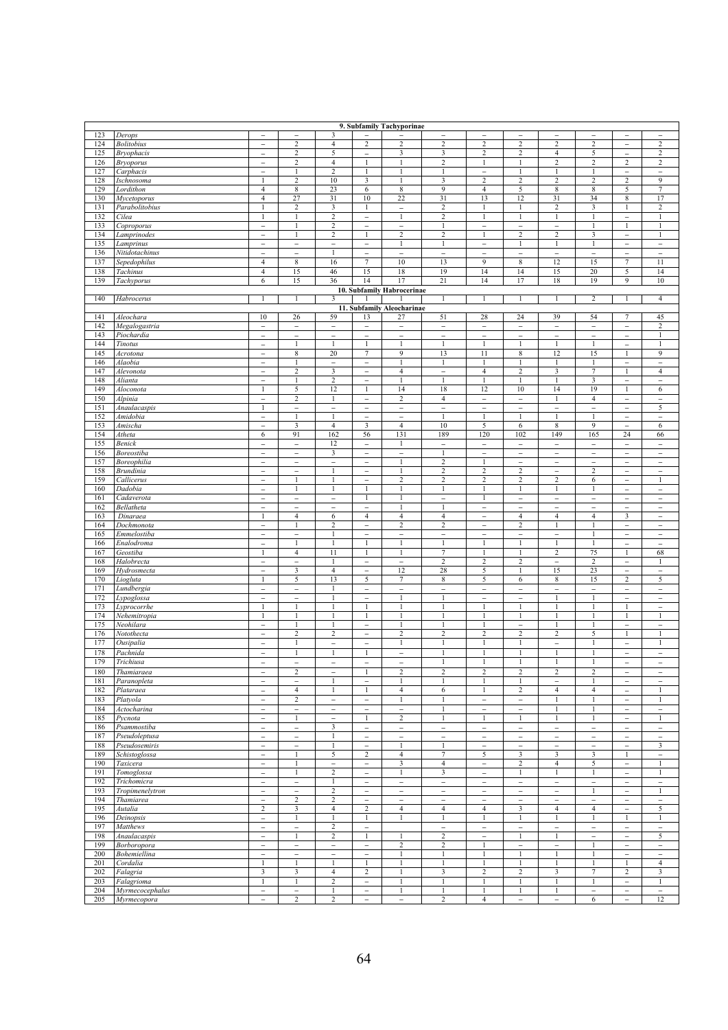| | | | | | | | | | | | | | |
|---|---|---|---|---|---|---|---|---|---|---|---|---|---|
| **9. Subfamily Tachyporinae** | | | | | | | | | | | | | |
| 123 | *Derops* | – | – | 3 | – | – | – | – | – | – | – | – | – |
| 124 | *Bolitobius* | – | 2 | 4 | 2 | 2 | 2 | 2 | 2 | 2 | 2 | – | 2 |
| 125 | *Bryophacis* | – | 2 | 5 | – | 3 | 3 | 2 | 2 | 4 | 5 | – | 2 |
| 126 | *Bryoporus* | – | 2 | 4 | 1 | 1 | 2 | 1 | 1 | 2 | 2 | 2 | 2 |
| 127 | *Carphacis* | – | 1 | 2 | 1 | 1 | 1 | – | 1 | 1 | 1 | – | – |
| 128 | *Ischnosoma* | 1 | 2 | 10 | 3 | 1 | 3 | 2 | 2 | 2 | 2 | 2 | 9 |
| 129 | *Lordithon* | 4 | 8 | 23 | 6 | 8 | 9 | 4 | 5 | 8 | 8 | 5 | 7 |
| 130 | *Mycetoporus* | 4 | 27 | 31 | 10 | 22 | 31 | 13 | 12 | 31 | 34 | 8 | 17 |
| 131 | *Parabolitobius* | 1 | 2 | 3 | 1 | – | 2 | 1 | 1 | 2 | 3 | 1 | 2 |
| 132 | *Cilea* | 1 | 1 | 2 | – | 1 | 2 | 1 | 1 | 1 | 1 | – | 1 |
| 133 | *Coproporus* | – | 1 | 2 | – | – | 1 | – | – | – | 1 | 1 | 1 |
| 134 | *Lamprinodes* | – | 1 | 2 | 1 | 2 | 2 | 1 | 2 | 2 | 3 | – | 1 |
| 135 | *Lamprinus* | – | – | – | – | 1 | 1 | – | 1 | 1 | 1 | – | – |
| 136 | *Nitidotachinus* | – | – | 1 | – | – | – | – | – | – | – | – | – |
| 137 | *Sepedophilus* | 4 | 8 | 16 | 7 | 10 | 13 | 9 | 8 | 12 | 15 | 7 | 11 |
| 138 | *Tachinus* | 4 | 15 | 46 | 15 | 18 | 19 | 14 | 14 | 15 | 20 | 5 | 14 |
| 139 | *Tachyporus* | 6 | 15 | 36 | 14 | 17 | 21 | 14 | 17 | 18 | 19 | 9 | 10 |
| **10. Subfamily Habrocerinae** | | | | | | | | | | | | | |
| 140 | *Habrocerus* | 1 | 1 | 3 | 1 | 1 | 1 | 1 | 1 | 1 | 2 | 1 | 4 |
| **11. Subfamily Aleocharinae** | | | | | | | | | | | | | |
| 141 | *Aleochara* | 10 | 26 | 59 | 13 | 27 | 51 | 28 | 24 | 39 | 54 | 7 | 45 |
| 142 | *Megalogastria* | – | – | – | – | – | – | – | – | – | – | – | 2 |
| 143 | *Piochardia* | – | – | – | – | – | – | – | – | – | – | – | 1 |
| 144 | *Tinotus* | – | 1 | 1 | 1 | 1 | 1 | 1 | 1 | 1 | 1 | – | 1 |
| 145 | *Acrotona* | – | 8 | 20 | 7 | 9 | 13 | 11 | 8 | 12 | 15 | 1 | 9 |
| 146 | *Alaobia* | – | 1 | – | – | 1 | 1 | 1 | 1 | 1 | 1 | – | – |
| 147 | *Alevonota* | – | 2 | 3 | – | 4 | – | 4 | 2 | 3 | 7 | 1 | 4 |
| 148 | *Alianta* | – | 1 | 2 | – | 1 | 1 | 1 | 1 | 1 | 3 | – | – |
| 149 | *Aloconota* | 1 | 5 | 12 | 1 | 14 | 18 | 12 | 10 | 14 | 19 | 1 | 6 |
| 150 | *Alpinia* | – | 2 | 1 | – | 2 | 4 | – | – | 1 | 4 | – | – |
| 151 | *Anaulacaspis* | 1 | – | – | – | – | – | – | – | – | – | – | 5 |
| 152 | *Amidobia* | – | 1 | 1 | – | – | 1 | 1 | 1 | 1 | 1 | – | – |
| 153 | *Amischa* | – | 3 | 4 | 3 | 4 | 10 | 5 | 6 | 8 | 9 | – | 6 |
| 154 | *Atheta* | 6 | 91 | 162 | 56 | 131 | 189 | 120 | 102 | 149 | 165 | 24 | 66 |
| 155 | *Benick* | – | – | 12 | – | 1 | – | – | – | – | – | – | – |
| 156 | *Boreostiba* | – | – | 3 | – | – | 1 | – | – | – | – | – | – |
| 157 | *Boreophilia* | – | – | – | – | 1 | 2 | 1 | – | – | – | – | – |
| 158 | *Brundinia* | – | – | 1 | – | 1 | 2 | 2 | 2 | – | 2 | – | – |
| 159 | *Callicerus* | – | 1 | 1 | – | 2 | 2 | 2 | 2 | 2 | 6 | – | 1 |
| 160 | *Dadobia* | – | 1 | 1 | 1 | 1 | 1 | 1 | 1 | 1 | 1 | – | – |
| 161 | *Cadaverota* | – | – | – | 1 | 1 | – | 1 | – | – | – | – | – |
| 162 | *Bellatheta* | – | – | – | – | 1 | 1 | – | – | – | – | – | – |
| 163 | *Dinaraea* | 1 | 4 | 6 | 4 | 4 | 4 | – | 4 | 4 | 4 | 3 | – |
| 164 | *Dochmonota* | – | 1 | 2 | – | 2 | 2 | – | 2 | 1 | 1 | – | – |
| 165 | *Emmelostiba* | – | – | 1 | – | – | – | – | – | – | 1 | – | – |
| 166 | *Enalodroma* | – | 1 | 1 | 1 | 1 | 1 | 1 | 1 | 1 | 1 | – | – |
| 167 | *Geostiba* | 1 | 4 | 11 | 1 | 1 | 7 | 1 | 1 | 2 | 75 | 1 | 68 |
| 168 | *Halobrecta* | – | – | 1 | – | – | 2 | 2 | 2 | – | 2 | – | 1 |
| 169 | *Hydrosmecta* | – | 3 | 4 | – | 12 | 28 | 5 | 1 | 15 | 23 | – | – |
| 170 | *Liogluta* | 1 | 5 | 13 | 5 | 7 | 8 | 5 | 6 | 8 | 15 | 2 | 5 |
| 171 | *Lundbergia* | – | – | 1 | – | – | – | – | – | – | – | – | – |
| 172 | *Lypoglossa* | – | – | 1 | – | 1 | 1 | – | – | 1 | 1 | – | – |
| 173 | *Lyprocorrhe* | 1 | 1 | 1 | 1 | 1 | 1 | 1 | 1 | 1 | 1 | 1 | – |
| 174 | *Nehemitropia* | 1 | 1 | 1 | 1 | 1 | 1 | 1 | 1 | 1 | 1 | 1 | 1 |
| 175 | *Neohilara* | – | 1 | 1 | – | 1 | 1 | 1 | – | 1 | 1 | – | – |
| 176 | *Notothecta* | – | 2 | 2 | – | 2 | 2 | 2 | 2 | 2 | 5 | 1 | 1 |
| 177 | *Ousipalia* | – | 1 | – | – | 1 | 1 | 1 | 1 | – | 1 | – | 1 |
| 178 | *Pachnida* | – | 1 | 1 | 1 | – | 1 | 1 | 1 | 1 | 1 | – | – |
| 179 | *Trichiusa* | – | – | – | – | – | 1 | 1 | 1 | 1 | 1 | – | – |
| 180 | *Thamiaraea* | – | 2 | – | 1 | 2 | 2 | 2 | 2 | 2 | 2 | – | – |
| 181 | *Paranopleta* | – | – | 1 | – | 1 | 1 | 1 | 1 | – | 1 | – | – |
| 182 | *Plataraea* | – | 4 | 1 | 1 | 4 | 6 | 1 | 2 | 4 | 4 | – | 1 |
| 183 | *Platyola* | – | 2 | – | – | 1 | 1 | – | – | 1 | 1 | – | 1 |
| 184 | *Actocharina* | – | – | – | – | – | 1 | – | – | 1 | 1 | – | – |
| 185 | *Pycnota* | – | 1 | – | 1 | 2 | 1 | 1 | 1 | 1 | 1 | – | 1 |
| 186 | *Psammostiba* | – | – | 3 | – | – | – | – | – | – | – | – | – |
| 187 | *Pseudoleptusa* | – | – | 1 | – | – | – | – | – | – | – | – | – |
| 188 | *Pseudosemiris* | – | – | 1 | – | 1 | 1 | – | – | – | – | – | 3 |
| 189 | *Schistoglossa* | – | 1 | 5 | 2 | 4 | 7 | 5 | 3 | 3 | 3 | 1 | – |
| 190 | *Taxicera* | – | 1 | – | – | 3 | 4 | – | 2 | 4 | 5 | – | 1 |
| 191 | *Tomoglossa* | – | 1 | 2 | – | 1 | 3 | – | 1 | 1 | 1 | – | 1 |
| 192 | *Trichomicra* | – | – | 1 | – | – | – | – | – | – | – | – | – |
| 193 | *Tropimenelytron* | – | – | 2 | – | – | – | – | – | – | 1 | – | 1 |
| 194 | *Thamiarea* | – | 2 | 2 | – | – | – | – | – | – | – | – | – |
| 195 | *Autalia* | 2 | 3 | 4 | 2 | 4 | 4 | 4 | 3 | 4 | 4 | – | 5 |
| 196 | *Deinopsis* | – | 1 | 1 | 1 | 1 | 1 | 1 | 1 | 1 | 1 | 1 | 1 |
| 197 | *Matthews* | – | – | 2 | – | | – | – | – | – | – | – | – |
| 198 | *Anaulacaspis* | – | 1 | 2 | 1 | 1 | 2 | – | 1 | 1 | – | – | 5 |
| 199 | *Borboropora* | – | – | – | – | 2 | 2 | 1 | – | – | 1 | – | – |
| 200 | *Bohemiellina* | – | – | – | – | 1 | 1 | 1 | 1 | 1 | 1 | – | – |
| 201 | *Cordalia* | 1 | 1 | 1 | 1 | 1 | 1 | 1 | 1 | 1 | 1 | 1 | 4 |
| 202 | *Falagria* | 3 | 3 | 4 | 2 | 1 | 3 | 2 | 2 | 3 | 7 | 2 | 3 |
| 203 | *Falagrioma* | 1 | 1 | 2 | – | 1 | 1 | 1 | 1 | 1 | 1 | – | 1 |
| 204 | *Myrmecocephalus* | – | – | 1 | – | 1 | 1 | 1 | 1 | 1 | – | – | – |
| 205 | *Myrmecopora* | – | 2 | 2 | – | – | 2 | 4 | – | – | 6 | – | 12 |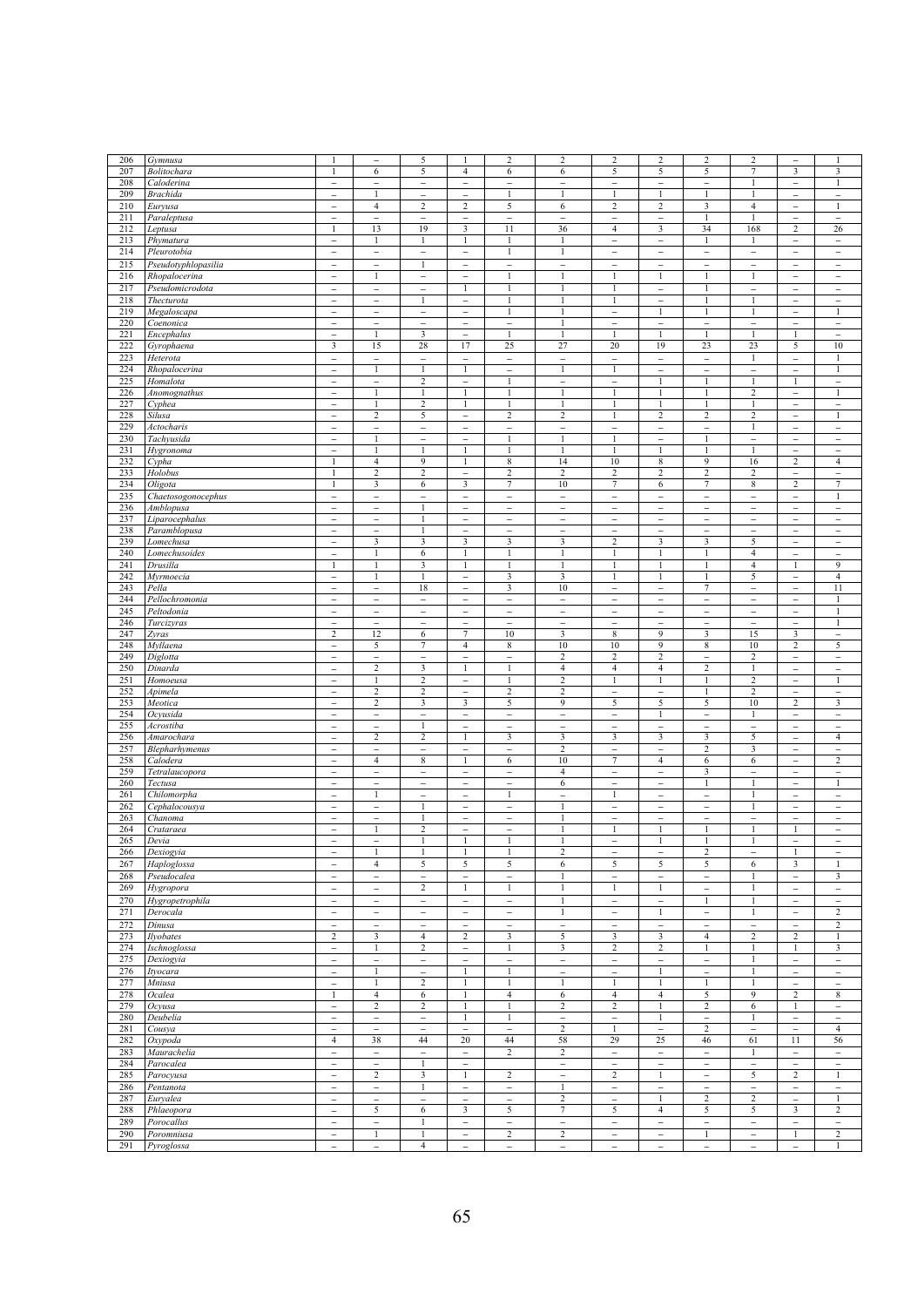| 206 | *Gymnusa* | 1 | – | 5 | 1 | 2 | 2 | 2 | 2 | 2 | 2 | – | 1 |
|---|---|---|---|---|---|---|---|---|---|---|---|---|---|
| 207 | *Bolitochara* | 1 | 6 | 5 | 4 | 6 | 6 | 5 | 5 | 5 | 7 | 3 | 3 |
| 208 | *Caloderina* | – | – | – | – | – | – | – | – | – | 1 | – | 1 |
| 209 | *Brachida* | – | 1 | – | – | 1 | 1 | 1 | 1 | 1 | 1 | – | – |
| 210 | *Euryusa* | – | 4 | 2 | 2 | 5 | 6 | 2 | 2 | 3 | 4 | – | 1 |
| 211 | *Paraleptusa* | – | – | – | – | – | – | – | – | 1 | 1 | – | – |
| 212 | *Leptusa* | 1 | 13 | 19 | 3 | 11 | 36 | 4 | 3 | 34 | 168 | 2 | 26 |
| 213 | *Phymatura* | – | 1 | 1 | 1 | 1 | 1 | – | – | 1 | 1 | – | – |
| 214 | *Pleurotobia* | – | – | – | – | 1 | 1 | – | – | – | – | – | – |
| 215 | *Pseudotyphlopasilia* | – | – | 1 | – | – | – | – | – | – | – | – | – |
| 216 | *Rhopalocerina* | – | 1 | – | – | 1 | 1 | 1 | 1 | 1 | 1 | – | – |
| 217 | *Pseudomicrodota* | – | – | – | 1 | 1 | 1 | 1 | – | 1 | – | – | – |
| 218 | *Thecturota* | – | – | 1 | – | 1 | 1 | 1 | – | 1 | 1 | – | – |
| 219 | *Megaloscapa* | – | – | – | – | 1 | 1 | – | 1 | 1 | 1 | – | 1 |
| 220 | *Coenonica* | – | – | – | – | – | 1 | – | – | – | – | – | – |
| 221 | *Encephalus* | – | 1 | 3 | – | 1 | 1 | 1 | 1 | 1 | 1 | 1 | – |
| 222 | *Gyrophaena* | 3 | 15 | 28 | 17 | 25 | 27 | 20 | 19 | 23 | 23 | 5 | 10 |
| 223 | *Heterota* | – | – | – | – | – | – | – | – | – | 1 | – | 1 |
| 224 | *Rhopalocerina* | – | 1 | 1 | 1 | – | 1 | 1 | – | – | – | – | 1 |
| 225 | *Homalota* | – | – | 2 | – | 1 | – | – | 1 | 1 | 1 | 1 | – |
| 226 | *Anomognathus* | – | 1 | 1 | 1 | 1 | 1 | 1 | 1 | 1 | 2 | – | 1 |
| 227 | *Cyphea* | – | 1 | 2 | 1 | 1 | 1 | 1 | 1 | 1 | 1 | – | – |
| 228 | *Silusa* | – | 2 | 5 | – | 2 | 2 | 1 | 2 | 2 | 2 | – | 1 |
| 229 | *Actocharis* | – | – | – | – | – | – | – | – | – | 1 | – | – |
| 230 | *Tachyusida* | – | 1 | – | – | 1 | 1 | 1 | – | 1 | – | – | – |
| 231 | *Hygronoma* | – | 1 | 1 | 1 | 1 | 1 | 1 | 1 | 1 | 1 | – | – |
| 232 | *Cypha* | 1 | 4 | 9 | 1 | 8 | 14 | 10 | 8 | 9 | 16 | 2 | 4 |
| 233 | *Holobus* | 1 | 2 | 2 | – | 2 | 2 | 2 | 2 | 2 | 2 | – | – |
| 234 | *Oligota* | 1 | 3 | 6 | 3 | 7 | 10 | 7 | 6 | 7 | 8 | 2 | 7 |
| 235 | *Chaetosogonocephus* | – | – | – | – | – | – | – | – | – | – | – | 1 |
| 236 | *Amblopusa* | – | – | 1 | – | – | – | – | – | – | – | – | – |
| 237 | *Liparocephalus* | – | – | 1 | – | – | – | – | – | – | – | – | – |
| 238 | *Paramblopusa* | – | – | 1 | – | – | – | – | – | – | – | – | – |
| 239 | *Lomechusa* | – | 3 | 3 | 3 | 3 | 3 | 2 | 3 | 3 | 5 | – | – |
| 240 | *Lomechusoides* | – | 1 | 6 | 1 | 1 | 1 | 1 | 1 | 1 | 4 | – | – |
| 241 | *Drusilla* | 1 | 1 | 3 | 1 | 1 | 1 | 1 | 1 | 1 | 4 | 1 | 9 |
| 242 | *Myrmoecia* | – | 1 | 1 | – | 3 | 3 | 1 | 1 | 1 | 5 | – | 4 |
| 243 | *Pella* | – | – | 18 | – | 3 | 10 | – | – | 7 | – | – | 11 |
| 244 | *Pellochromonia* | – | – | – | – | – | – | – | – | – | – | – | 1 |
| 245 | *Peltodonia* | – | – | – | – | – | – | – | – | – | – | – | 1 |
| 246 | *Turcizyras* | – | – | – | – | – | – | – | – | – | – | – | 1 |
| 247 | *Zyras* | 2 | 12 | 6 | 7 | 10 | 3 | 8 | 9 | 3 | 15 | 3 | – |
| 248 | *Myllaena* | – | 5 | 7 | 4 | 8 | 10 | 10 | 9 | 8 | 10 | 2 | 5 |
| 249 | *Diglotta* | – | – | – | – | – | 2 | 2 | 2 | – | 2 | – | – |
| 250 | *Dinarda* | – | 2 | 3 | 1 | 1 | 4 | 4 | 4 | 2 | 1 | – | – |
| 251 | *Homoeusa* | – | 1 | 2 | – | 1 | 2 | 1 | 1 | 1 | 2 | – | 1 |
| 252 | *Apimela* | – | 2 | 2 | – | 2 | 2 | – | – | 1 | 2 | – | – |
| 253 | *Meotica* | – | 2 | 3 | 3 | 5 | 9 | 5 | 5 | 5 | 10 | 2 | 3 |
| 254 | *Ocyusida* | – | – | – | – | – | – | – | 1 | – | 1 | – | – |
| 255 | *Acrostiba* | – | – | 1 | – | – | – | – | – | – | – | – | – |
| 256 | *Amarochara* | – | 2 | 2 | 1 | 3 | 3 | 3 | 3 | 3 | 5 | – | 4 |
| 257 | *Blepharhymenus* | – | – | – | – | – | 2 | – | – | 2 | 3 | – | – |
| 258 | *Calodera* | – | 4 | 8 | 1 | 6 | 10 | 7 | 4 | 6 | 6 | – | 2 |
| 259 | *Tetralaucopora* | – | – | – | – | – | 4 | – | – | 3 | – | – | – |
| 260 | *Tectusa* | – | – | – | – | – | 6 | – | – | 1 | 1 | – | 1 |
| 261 | *Chilomorpha* | – | 1 | – | – | 1 | – | 1 | – | – | 1 | – | – |
| 262 | *Cephalocousya* | – | – | 1 | – | – | 1 | – | – | – | 1 | – | – |
| 263 | *Chanoma* | – | – | 1 | – | – | 1 | – | – | – | – | – | – |
| 264 | *Crataraea* | – | 1 | 2 | – | – | 1 | 1 | 1 | 1 | 1 | 1 | – |
| 265 | *Devia* | – | – | 1 | 1 | 1 | 1 | – | 1 | 1 | 1 | – | – |
| 266 | *Dexiogyia* | – | 1 | 1 | 1 | 1 | 2 | – | – | 2 | – | 1 | – |
| 267 | *Haploglossa* | – | 4 | 5 | 5 | 5 | 6 | 5 | 5 | 5 | 6 | 3 | 1 |
| 268 | *Pseudocalea* | – | – | – | – | – | 1 | – | – | – | 1 | – | 3 |
| 269 | *Hygropora* | – | – | 2 | 1 | 1 | 1 | 1 | 1 | – | 1 | – | – |
| 270 | *Hygropetrophila* | – | – | – | – | – | 1 | – | – | 1 | 1 | – | – |
| 271 | *Derocala* | – | – | – | – | – | 1 | – | 1 | – | 1 | – | 2 |
| 272 | *Dinusa* | – | – | – | – | – | – | – | – | – | – | – | 2 |
| 273 | *Ilyobates* | 2 | 3 | 4 | 2 | 3 | 5 | 3 | 3 | 4 | 2 | 2 | 1 |
| 274 | *Ischnoglossa* | – | 1 | 2 | – | 1 | 3 | 2 | 2 | 1 | 1 | 1 | 3 |
| 275 | *Dexiogyia* | – | – | – | – | – | – | – | – | – | 1 | – | – |
| 276 | *Ityocara* | – | 1 | – | 1 | 1 | – | – | 1 | – | 1 | – | – |
| 277 | *Mniusa* | – | 1 | 2 | 1 | 1 | 1 | 1 | 1 | 1 | 1 | – | – |
| 278 | *Ocalea* | 1 | 4 | 6 | 1 | 4 | 6 | 4 | 4 | 5 | 9 | 2 | 8 |
| 279 | *Ocyusa* | – | 2 | 2 | 1 | 1 | 2 | 2 | 1 | 2 | 6 | 1 | – |
| 280 | *Deubelia* | – | – | – | 1 | 1 | – | – | 1 | – | 1 | – | – |
| 281 | *Cousya* | – | – | – | – | – | 2 | 1 | – | 2 | – | – | 4 |
| 282 | *Oxypoda* | 4 | 38 | 44 | 20 | 44 | 58 | 29 | 25 | 46 | 61 | 11 | 56 |
| 283 | *Maurachelia* | – | – | – | – | 2 | 2 | – | – | – | 1 | – | – |
| 284 | *Parocalea* | – | – | 1 | – | | – | – | – | – | – | – | – |
| 285 | *Parocyusa* | – | 2 | 3 | 1 | 2 | – | 2 | 1 | – | 5 | 2 | 1 |
| 286 | *Pentanota* | – | – | 1 | – | – | 1 | – | – | – | – | – | – |
| 287 | *Euryalea* | – | – | – | – | – | 2 | – | 1 | 2 | 2 | – | 1 |
| 288 | *Phlaeopora* | – | 5 | 6 | 3 | 5 | 7 | 5 | 4 | 5 | 5 | 3 | 2 |
| 289 | *Porocallus* | – | – | 1 | – | – | – | – | – | – | – | – | – |
| 290 | *Poromniusa* | – | 1 | 1 | – | 2 | 2 | – | – | 1 | – | 1 | 2 |
| 291 | *Pyroglossa* | – | – | 4 | – | – | – | – | – | – | – | – | 1 |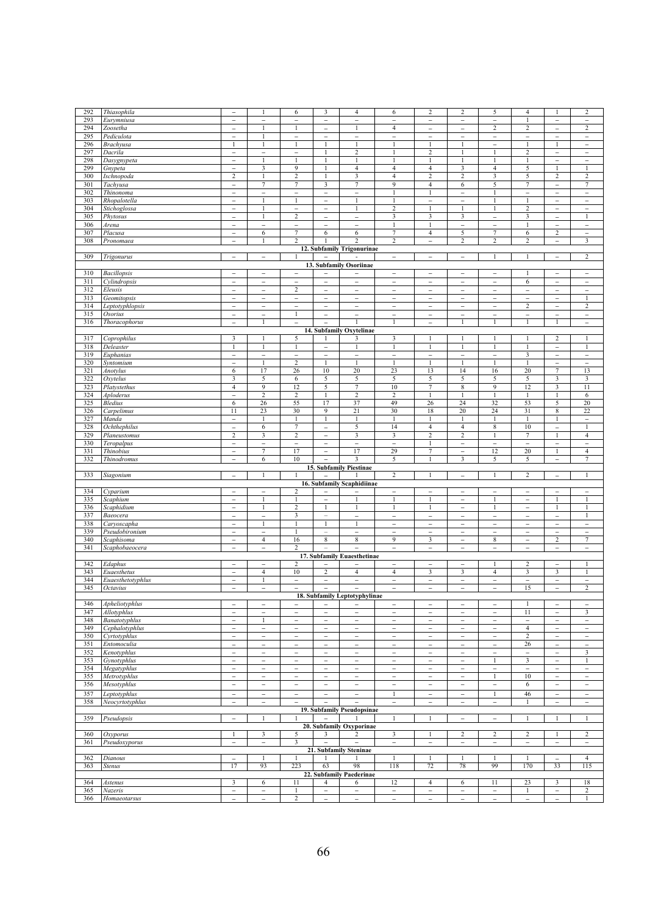| 292 | *Thiasophila* | – | 1 | 6 | 3 | 4 | 6 | 2 | 2 | 5 | 4 | 1 | 2 |
|---|---|---|---|---|---|---|---|---|---|---|---|---|---|
| 293 | *Eurymniusa* | – | – | – | – | – | – | – | – | – | 1 | – | – |
| 294 | *Zoosetha* | – | 1 | 1 | – | 1 | 4 | – | – | 2 | 2 | – | 2 |
| 295 | *Pediculota* | – | 1 | – | – | – | – | – | – | – | – | – | – |
| 296 | *Brachyusa* | 1 | 1 | 1 | 1 | 1 | 1 | 1 | 1 | – | 1 | 1 | – |
| 297 | *Dacrila* | – | – | – | 1 | 2 | 1 | 2 | 1 | 1 | 2 | – | – |
| 298 | *Dasygnypeta* | – | 1 | 1 | 1 | 1 | 1 | 1 | 1 | 1 | 1 | – | – |
| 299 | *Gnypeta* | – | 3 | 9 | 1 | 4 | 4 | 4 | 3 | 4 | 5 | 1 | 1 |
| 300 | *Ischnopoda* | 2 | 1 | 2 | 1 | 3 | 4 | 2 | 2 | 3 | 5 | 2 | 2 |
| 301 | *Tachyusa* | – | 7 | 7 | 3 | 7 | 9 | 4 | 6 | 5 | 7 | – | 7 |
| 302 | *Thinonoma* | – | – | – | – | – | 1 | 1 | – | 1 | – | – | – |
| 303 | *Rhopalotella* | – | 1 | 1 | – | 1 | 1 | – | – | 1 | 1 | – | – |
| 304 | *Stichoglossa* | – | 1 | – | – | 1 | 2 | 1 | 1 | 1 | 2 | – | – |
| 305 | *Phytosus* | – | 1 | 2 | – | – | 3 | 3 | 3 | – | 3 | – | 1 |
| 306 | *Arena* | – | – | – | – | – | 1 | 1 | – | – | 1 | – | – |
| 307 | *Placusa* | – | 6 | 7 | 6 | 6 | 7 | 4 | 5 | 7 | 6 | 2 | – |
| 308 | *Pronomaea* | – | 1 | 2 | 1 | 2 | 2 | – | 2 | 2 | 2 | – | 3 |
| | **12. Subfamily Trigonurinae** | | | | | | | | | | | | |
| 309 | *Trigonurus* | – | – | 1 | – | – | – | – | – | 1 | 1 | – | 2 |
| | **13. Subfamily Osoriinae** | | | | | | | | | | | | |
| 310 | *Bacillopsis* | – | – | – | – | – | – | – | – | – | 1 | – | – |
| 311 | *Cylindropsis* | – | – | – | – | – | – | – | – | – | 6 | – | – |
| 312 | *Eleusis* | – | – | 2 | – | – | – | – | – | – | – | – | – |
| 313 | *Geomitopsis* | – | – | – | – | – | – | – | – | – | – | – | 1 |
| 314 | *Leptotyphlopsis* | – | – | – | – | – | – | – | – | – | 2 | – | 2 |
| 315 | *Osorius* | – | – | 1 | – | – | – | – | – | – | – | – | – |
| 316 | *Thoracophorus* | – | 1 | – | – | 1 | 1 | – | 1 | 1 | 1 | 1 | – |
| | **14. Subfamily Oxytelinae** | | | | | | | | | | | | |
| 317 | *Coprophilus* | 3 | 1 | 5 | 1 | 3 | 3 | 1 | 1 | 1 | 1 | 2 | 1 |
| 318 | *Deleaster* | 1 | 1 | 1 | – | 1 | 1 | 1 | 1 | 1 | 1 | – | 1 |
| 319 | *Euphanias* | – | – | – | – | – | – | – | – | – | 3 | – | – |
| 320 | *Syntomium* | – | 1 | 2 | 1 | 1 | 1 | 1 | 1 | 1 | 1 | – | – |
| 321 | *Anotylus* | 6 | 17 | 26 | 10 | 20 | 23 | 13 | 14 | 16 | 20 | 7 | 13 |
| 322 | *Oxytelus* | 3 | 5 | 6 | 5 | 5 | 5 | 5 | 5 | 5 | 5 | 3 | 3 |
| 323 | *Platystethus* | 4 | 9 | 12 | 5 | 7 | 10 | 7 | 8 | 9 | 12 | 3 | 11 |
| 324 | *Aploderus* | – | 2 | 2 | 1 | 2 | 2 | 1 | 1 | 1 | 1 | 1 | 6 |
| 325 | *Bledius* | 6 | 26 | 55 | 17 | 37 | 49 | 26 | 24 | 32 | 53 | 5 | 20 |
| 326 | *Carpelimus* | 11 | 23 | 30 | 9 | 21 | 30 | 18 | 20 | 24 | 31 | 8 | 22 |
| 327 | *Manda* | – | 1 | 1 | 1 | 1 | 1 | 1 | 1 | 1 | 1 | 1 | – |
| 328 | *Ochthephilus* | – | 6 | 7 | – | 5 | 14 | 4 | 4 | 8 | 10 | – | 1 |
| 329 | *Planeustomus* | 2 | 3 | 2 | – | 3 | 3 | 2 | 2 | 1 | 7 | 1 | 4 |
| 330 | *Teropalpus* | – | – | – | – | – | – | 1 | – | – | – | – | – |
| 331 | *Thinobius* | – | 7 | 17 | – | 17 | 29 | 7 | – | 12 | 20 | 1 | 4 |
| 332 | *Thinodromus* | – | 6 | 10 | – | 3 | 5 | 1 | 3 | 5 | 5 | – | 7 |
| | **15. Subfamily Piestinae** | | | | | | | | | | | | |
| 333 | *Siagonium* | – | 1 | 1 | – | 1 | 2 | 1 | – | 1 | 2 | – | 1 |
| | **16. Subfamily Scaphidiinae** | | | | | | | | | | | | |
| 334 | *Cyparium* | – | – | 2 | – | – | – | – | – | – | – | – | – |
| 335 | *Scaphium* | – | 1 | 1 | – | 1 | 1 | 1 | – | 1 | – | 1 | 1 |
| 336 | *Scaphidium* | – | 1 | 2 | 1 | 1 | 1 | 1 | – | 1 | – | 1 | 1 |
| 337 | *Baeocera* | – | – | 3 | – | – | – | – | – | – | – | – | 1 |
| 338 | *Caryoscapha* | – | 1 | 1 | 1 | 1 | – | – | – | – | – | – | – |
| 339 | *Pseudobironium* | – | – | 1 | – | – | – | – | – | – | – | – | – |
| 340 | *Scaphisoma* | – | 4 | 16 | 8 | 8 | 9 | 3 | – | 8 | – | 2 | 7 |
| 341 | *Scaphobaeocera* | – | – | 2 | – | – | – | – | – | – | – | – | – |
| | **17. Subfamily Euaesthetinae** | | | | | | | | | | | | |
| 342 | *Edaphus* | – | – | 2 | – | – | – | – | – | 1 | 2 | – | 1 |
| 343 | *Euaesthetus* | – | 4 | 10 | 2 | 4 | 4 | 3 | 3 | 4 | 3 | 3 | 1 |
| 344 | *Euaesthetotyphlus* | – | 1 | – | – | – | – | – | – | – | – | – | – |
| 345 | *Octavius* | – | – | – | – | – | – | – | – | – | 15 | – | 2 |
| | **18. Subfamily Leptotyphylinae** | | | | | | | | | | | | |
| 346 | *Apheliotyphlus* | – | – | – | – | – | – | – | – | – | 1 | – | – |
| 347 | *Allotyphlus* | – | – | – | – | – | – | – | – | – | 11 | – | 3 |
| 348 | *Banatotyphlus* | – | 1 | – | – | – | – | – | – | – | – | – | – |
| 349 | *Cephalotyphlus* | – | – | – | – | – | – | – | – | – | 4 | – | – |
| 350 | *Cyrtotyphlus* | – | – | – | – | – | – | – | – | – | 2 | – | – |
| 351 | *Entomoculia* | – | – | – | – | – | – | – | – | – | 26 | – | – |
| 352 | *Kenotyphlus* | – | – | – | – | – | – | – | – | – | – | – | 3 |
| 353 | *Gynotyphlus* | – | – | – | – | – | – | – | – | 1 | 3 | – | 1 |
| 354 | *Megatyphlus* | – | – | – | – | – | – | – | – | – | – | – | – |
| 355 | *Metrotyphlus* | – | – | – | – | – | – | – | – | 1 | 10 | – | – |
| 356 | *Mesotyphlus* | – | – | – | – | – | – | – | – | – | 6 | – | – |
| 357 | *Leptotyphlus* | – | – | – | – | – | 1 | – | – | 1 | 46 | – | – |
| 358 | *Neocyrtotyphlus* | – | – | – | – | – | – | – | – | – | 1 | – | – |
| | **19. Subfamily Pseudopsinae** | | | | | | | | | | | | |
| 359 | *Pseudopsis* | – | 1 | 1 | – | 1 | 1 | 1 | – | – | 1 | 1 | 1 |
| | **20. Subfamily Oxyporinae** | | | | | | | | | | | | |
| 360 | *Oxyporus* | 1 | 3 | 5 | 3 | 2 | 3 | 1 | 2 | 2 | 2 | 1 | 2 |
| 361 | *Pseudoxyporus* | – | – | 3 | – | – | – | – | – | – | – | – | – |
| | **21. Subfamily Steninae** | | | | | | | | | | | | |
| 362 | *Dianous* | – | 1 | 1 | 1 | 1 | 1 | 1 | 1 | 1 | 1 | – | 4 |
| 363 | *Stenus* | 17 | 93 | 223 | 63 | 98 | 118 | 72 | 78 | 99 | 170 | 33 | 115 |
| | **22. Subfamily Paederinae** | | | | | | | | | | | | |
| 364 | *Astenus* | 3 | 6 | 11 | 4 | 6 | 12 | 4 | 6 | 11 | 23 | 3 | 18 |
| 365 | *Nazeris* | – | – | 1 | – | – | – | – | – | – | 1 | – | 2 |
| 366 | *Homaeotarsus* | – | – | 2 | – | – | – | – | – | – | – | – | 1 |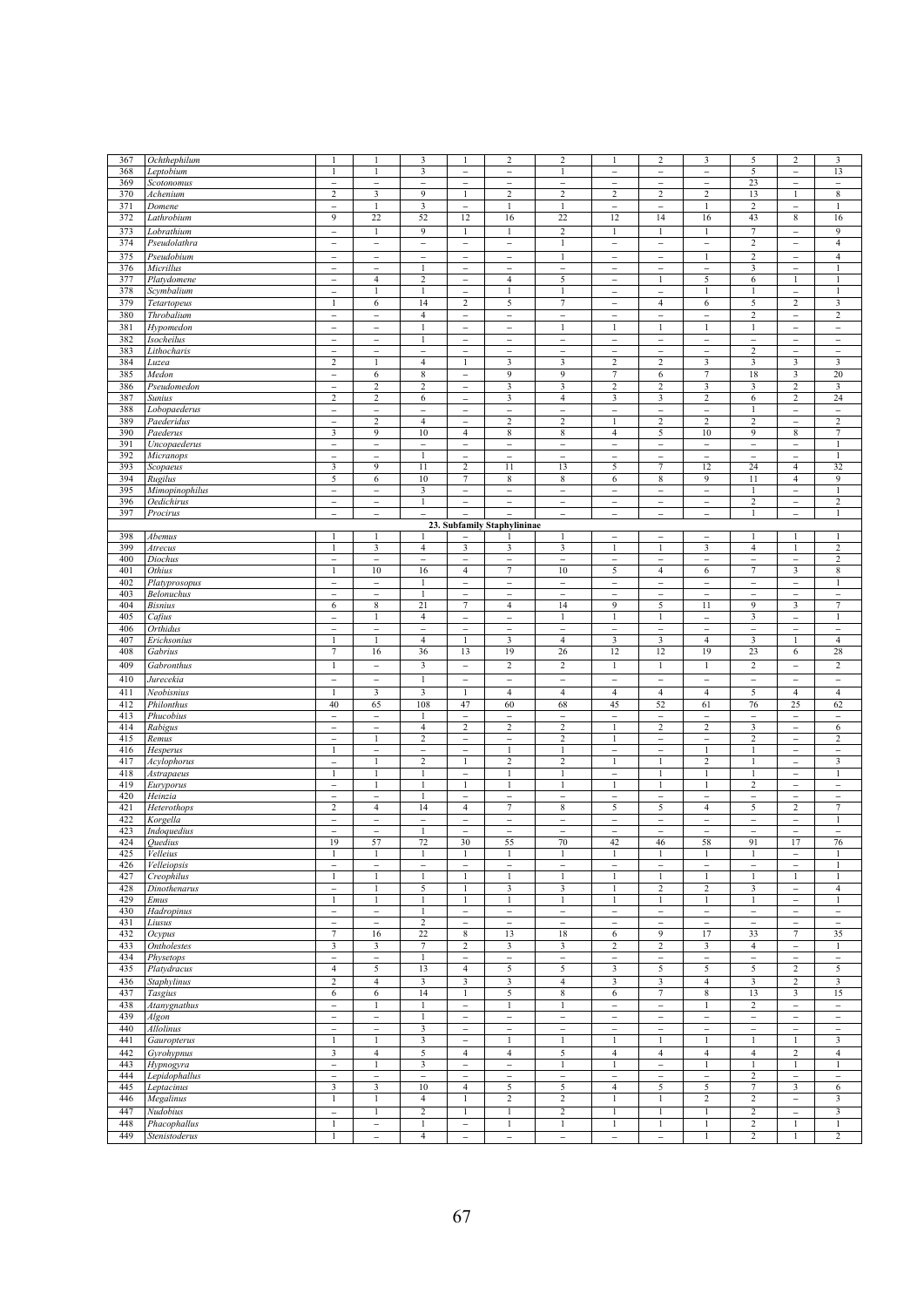| 367 | *Ochthephilum* | 1 | 1 | 3 | 1 | 2 | 2 | 1 | 2 | 3 | 5 | 2 | 3 |
|---|---|---|---|---|---|---|---|---|---|---|---|---|---|
| 368 | *Leptobium* | 1 | 1 | 3 | – | – | 1 | – | – | – | 5 | – | 13 |
| 369 | *Scotonomus* | – | – | – | – | – | – | – | – | – | 23 | – | – |
| 370 | *Achenium* | 2 | 3 | 9 | 1 | 2 | 2 | 2 | 2 | 2 | 13 | 1 | 8 |
| 371 | *Domene* | – | 1 | 3 | – | 1 | 1 | – | – | 1 | 2 | – | 1 |
| 372 | *Lathrobium* | 9 | 22 | 52 | 12 | 16 | 22 | 12 | 14 | 16 | 43 | 8 | 16 |
| 373 | *Lobrathium* | – | 1 | 9 | 1 | 1 | 2 | 1 | 1 | 1 | 7 | – | 9 |
| 374 | *Pseudolathra* | – | – | – | – | – | 1 | – | – | – | 2 | – | 4 |
| 375 | *Pseudobium* | – | – | – | – | – | 1 | – | – | 1 | 2 | – | 4 |
| 376 | *Micrillus* | – | – | 1 | – | – | – | – | – | – | 3 | – | 1 |
| 377 | *Platydomene* | – | 4 | 2 | – | 4 | 5 | – | 1 | 5 | 6 | 1 | 1 |
| 378 | *Scymbalium* | – | 1 | 1 | – | 1 | 1 | – | – | 1 | 1 | – | 1 |
| 379 | *Tetartopeus* | 1 | 6 | 14 | 2 | 5 | 7 | – | 4 | 6 | 5 | 2 | 3 |
| 380 | *Throbalium* | – | – | 4 | – | – | – | – | – | – | 2 | – | 2 |
| 381 | *Hypomedon* | – | – | 1 | – | – | 1 | 1 | 1 | 1 | 1 | – | – |
| 382 | *Isocheilus* | – | – | 1 | – | – | – | – | – | – | – | – | – |
| 383 | *Lithocharis* | – | – | – | – | – | – | – | – | – | 2 | – | – |
| 384 | *Luzea* | 2 | 1 | 4 | 1 | 3 | 3 | 2 | 2 | 3 | 3 | 3 | 3 |
| 385 | *Medon* | – | 6 | 8 | – | 9 | 9 | 7 | 6 | 7 | 18 | 3 | 20 |
| 386 | *Pseudomedon* | – | 2 | 2 | – | 3 | 3 | 2 | 2 | 3 | 3 | 2 | 3 |
| 387 | *Sunius* | 2 | 2 | 6 | – | 3 | 4 | 3 | 3 | 2 | 6 | 2 | 24 |
| 388 | *Lobopaederus* | – | – | – | – | – | – | – | – | – | 1 | – | – |
| 389 | *Paederidus* | – | 2 | 4 | – | 2 | 2 | 1 | 2 | 2 | 2 | – | 2 |
| 390 | *Paederus* | 3 | 9 | 10 | 4 | 8 | 8 | 4 | 5 | 10 | 9 | 8 | 7 |
| 391 | *Uncopaederus* | – | – | – | – | – | – | – | – | – | – | – | 1 |
| 392 | *Micranops* | – | – | 1 | – | – | – | – | – | – | – | – | 1 |
| 393 | *Scopaeus* | 3 | 9 | 11 | 2 | 11 | 13 | 5 | 7 | 12 | 24 | 4 | 32 |
| 394 | *Rugilus* | 5 | 6 | 10 | 7 | 8 | 8 | 6 | 8 | 9 | 11 | 4 | 9 |
| 395 | *Mimopinophilus* | – | – | 3 | – | – | – | – | – | – | 1 | – | 1 |
| 396 | *Oedichirus* | – | – | 1 | – | – | – | – | – | – | 2 | – | 2 |
| 397 | *Procirus* | – | – | – | – | – | – | – | – | – | 1 | – | 1 |
| | **23. Subfamily Staphylininae** | | | | | | | | | | | | |
| 398 | *Abemus* | 1 | 1 | 1 | – | 1 | 1 | – | – | – | 1 | 1 | 1 |
| 399 | *Atrecus* | 1 | 3 | 4 | 3 | 3 | 3 | 1 | 1 | 3 | 4 | 1 | 2 |
| 400 | *Diochus* | – | – | – | – | – | – | – | – | – | – | – | 2 |
| 401 | *Othius* | 1 | 10 | 16 | 4 | 7 | 10 | 5 | 4 | 6 | 7 | 3 | 8 |
| 402 | *Platyprosopus* | – | – | 1 | – | – | – | – | – | – | – | – | 1 |
| 403 | *Belonuchus* | – | – | 1 | – | – | – | – | – | – | – | – | – |
| 404 | *Bisnius* | 6 | 8 | 21 | 7 | 4 | 14 | 9 | 5 | 11 | 9 | 3 | 7 |
| 405 | *Cafius* | – | 1 | 4 | – | – | 1 | 1 | 1 | – | 3 | – | 1 |
| 406 | *Orthidus* | – | – | – | – | – | – | – | – | – | – | – | – |
| 407 | *Erichsonius* | 1 | 1 | 4 | 1 | 3 | 4 | 3 | 3 | 4 | 3 | 1 | 4 |
| 408 | *Gabrius* | 7 | 16 | 36 | 13 | 19 | 26 | 12 | 12 | 19 | 23 | 6 | 28 |
| 409 | *Gabronthus* | 1 | – | 3 | – | 2 | 2 | 1 | 1 | 1 | 2 | – | 2 |
| 410 | *Jurecekia* | – | – | 1 | – | – | – | – | – | – | – | – | – |
| 411 | *Neobisnius* | 1 | 3 | 3 | 1 | 4 | 4 | 4 | 4 | 4 | 5 | 4 | 4 |
| 412 | *Philonthus* | 40 | 65 | 108 | 47 | 60 | 68 | 45 | 52 | 61 | 76 | 25 | 62 |
| 413 | *Phucobius* | – | – | 1 | – | – | – | – | – | – | – | – | – |
| 414 | *Rabigus* | – | – | 4 | 2 | 2 | 2 | 1 | 2 | 2 | 3 | – | 6 |
| 415 | *Remus* | – | 1 | 2 | – | – | 2 | 1 | – | – | 2 | – | 2 |
| 416 | *Hesperus* | 1 | – | – | – | 1 | 1 | – | – | 1 | 1 | – | – |
| 417 | *Acylophorus* | – | 1 | 2 | 1 | 2 | 2 | 1 | 1 | 2 | 1 | – | 3 |
| 418 | *Astrapaeus* | 1 | 1 | 1 | – | 1 | 1 | – | 1 | 1 | 1 | – | 1 |
| 419 | *Euryporus* | – | 1 | 1 | 1 | 1 | 1 | 1 | 1 | 1 | 2 | – | – |
| 420 | *Heinzia* | – | – | 1 | – | – | – | – | – | – | – | – | – |
| 421 | *Heterothops* | 2 | 4 | 14 | 4 | 7 | 8 | 5 | 5 | 4 | 5 | 2 | 7 |
| 422 | *Korgella* | – | – | – | – | – | – | – | – | – | – | – | 1 |
| 423 | *Indoquedius* | – | – | 1 | – | – | – | – | – | – | – | – | – |
| 424 | *Quedius* | 19 | 57 | 72 | 30 | 55 | 70 | 42 | 46 | 58 | 91 | 17 | 76 |
| 425 | *Velleius* | 1 | 1 | 1 | 1 | 1 | 1 | 1 | 1 | 1 | 1 | – | 1 |
| 426 | *Velleiopsis* | – | – | – | – | – | – | – | – | – | – | – | 1 |
| 427 | *Creophilus* | 1 | 1 | 1 | 1 | 1 | 1 | 1 | 1 | 1 | 1 | 1 | 1 |
| 428 | *Dinothenarus* | – | 1 | 5 | 1 | 3 | 3 | 1 | 2 | 2 | 3 | – | 4 |
| 429 | *Emus* | 1 | 1 | 1 | 1 | 1 | 1 | 1 | 1 | 1 | 1 | – | 1 |
| 430 | *Hadropinus* | – | – | 1 | – | – | – | – | – | – | – | – | – |
| 431 | *Liusus* | – | – | 2 | – | – | – | – | – | – | – | – | – |
| 432 | *Ocypus* | 7 | 16 | 22 | 8 | 13 | 18 | 6 | 9 | 17 | 33 | 7 | 35 |
| 433 | *Ontholestes* | 3 | 3 | 7 | 2 | 3 | 3 | 2 | 2 | 3 | 4 | – | 1 |
| 434 | *Physetops* | – | – | 1 | – | – | – | – | – | – | – | – | – |
| 435 | *Platydracus* | 4 | 5 | 13 | 4 | 5 | 5 | 3 | 5 | 5 | 5 | 2 | 5 |
| 436 | *Staphylinus* | 2 | 4 | 3 | 3 | 3 | 4 | 3 | 3 | 4 | 3 | 2 | 3 |
| 437 | *Tasgius* | 6 | 6 | 14 | 1 | 5 | 8 | 6 | 7 | 8 | 13 | 3 | 15 |
| 438 | *Atanygnathus* | – | 1 | 1 | – | 1 | 1 | – | – | 1 | 2 | – | – |
| 439 | *Algon* | – | – | 1 | – | – | – | – | – | – | – | – | – |
| 440 | *Allolinus* | – | – | 3 | – | – | – | – | – | – | – | – | – |
| 441 | *Gauropterus* | 1 | 1 | 3 | – | 1 | 1 | 1 | 1 | 1 | 1 | 1 | 3 |
| 442 | *Gyrohypnus* | 3 | 4 | 5 | 4 | 4 | 5 | 4 | 4 | 4 | 4 | 2 | 4 |
| 443 | *Hypnogyra* | – | 1 | 3 | – | – | 1 | 1 | – | 1 | 1 | 1 | 1 |
| 444 | *Lepidophallus* | – | – | – | – | – | – | – | – | – | 2 | – | – |
| 445 | *Leptacinus* | 3 | 3 | 10 | 4 | 5 | 5 | 4 | 5 | 5 | 7 | 3 | 6 |
| 446 | *Megalinus* | 1 | 1 | 4 | 1 | 2 | 2 | 1 | 1 | 2 | 2 | – | 3 |
| 447 | *Nudobius* | – | 1 | 2 | 1 | 1 | 2 | 1 | 1 | 1 | 2 | – | 3 |
| 448 | *Phacophallus* | 1 | – | 1 | – | 1 | 1 | 1 | 1 | 1 | 2 | 1 | 1 |
| 449 | *Stenistoderus* | 1 | – | 4 | – | – | – | – | – | 1 | 2 | 1 | 2 |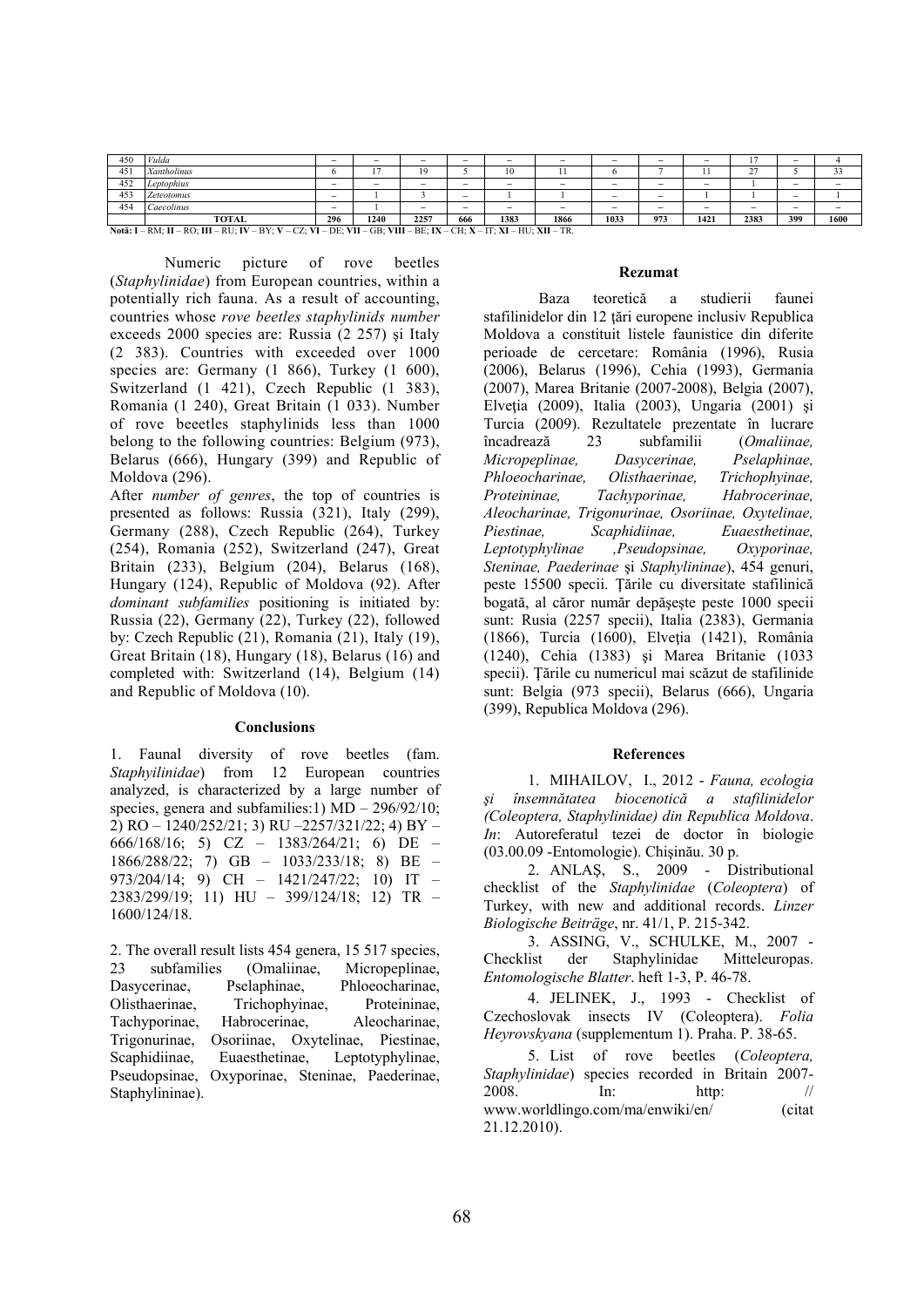| 450 | *Vulda* | – | – | – | – | – | – | – | – | – | 17 | – | 4 |
|---|---|---|---|---|---|---|---|---|---|---|---|---|---|
| 451 | *Xantholinus* | 6 | 17 | 19 | 5 | 10 | 11 | 6 | 7 | 11 | 27 | 5 | 33 |
| 452 | *Leptophius* | – | – | – | – | – | – | – | – | – | 1 | – | – |
| 453 | *Zeteotomus* | – | 1 | 3 | – | 1 | 1 | – | – | 1 | 1 | – | 1 |
| 454 | *Caecolinus* | – | 1 | – | – | – | – | – | – | – | – | – | – |
| | **TOTAL** | **296** | **1240** | **2257** | **666** | **1383** | **1866** | **1033** | **973** | **1421** | **2383** | **399** | **1600** |

**Notă: I** – RM; **II** – RO; **III** – RU; **IV** – BY; **V** – CZ; **VI** – DE; **VII** – GB; **VIII** – BE; **IX** – CH; **X** – IT; **XI** – HU; **XII** – TR.

Numeric picture of rove beetles (*Staphylinidae*) from European countries, within a potentially rich fauna. As a result of accounting, countries whose *rove beetles staphylinids number* exceeds 2000 species are: Russia (2 257) şi Italy (2 383). Countries with exceeded over 1000 species are: Germany (1 866), Turkey (1 600), Switzerland (1 421), Czech Republic (1 383), Romania (1 240), Great Britain (1 033). Number of rove beeetles staphylinids less than 1000 belong to the following countries: Belgium (973), Belarus (666), Hungary (399) and Republic of Moldova (296).

After *number of genres*, the top of countries is presented as follows: Russia (321), Italy (299), Germany (288), Czech Republic (264), Turkey (254), Romania (252), Switzerland (247), Great Britain (233), Belgium (204), Belarus (168), Hungary (124), Republic of Moldova (92). After *dominant subfamilies* positioning is initiated by: Russia (22), Germany (22), Turkey (22), followed by: Czech Republic (21), Romania (21), Italy (19), Great Britain (18), Hungary (18), Belarus (16) and completed with: Switzerland (14), Belgium (14) and Republic of Moldova (10).

#### Conclusions

1. Faunal diversity of rove beetles (fam. *Staphyilinidae*) from 12 European countries analyzed, is characterized by a large number of species, genera and subfamilies:1) MD – 296/92/10; 2) RO – 1240/252/21; 3) RU –2257/321/22; 4) BY – 666/168/16; 5) CZ – 1383/264/21; 6) DE – 1866/288/22; 7) GB – 1033/233/18; 8) BE – 973/204/14; 9) CH – 1421/247/22; 10) IT – 2383/299/19; 11) HU – 399/124/18; 12) TR – 1600/124/18.

2. The overall result lists 454 genera, 15 517 species, 23 subfamilies (Omaliinae, Micropeplinae, Dasycerinae, Pselaphinae, Phloeocharinae, Olisthaerinae, Trichophyinae, Proteininae, Tachyporinae, Habrocerinae, Aleocharinae, Trigonurinae, Osoriinae, Oxytelinae, Piestinae, Scaphidiinae, Euaesthetinae, Leptotyphylinae, Pseudopsinae, Oxyporinae, Steninae, Paederinae, Staphylininae).

#### Rezumat

Baza teoretică a studierii faunei stafilinidelor din 12 ţări europene inclusiv Republica Moldova a constituit listele faunistice din diferite perioade de cercetare: România (1996), Rusia (2006), Belarus (1996), Cehia (1993), Germania (2007), Marea Britanie (2007-2008), Belgia (2007), Elveţia (2009), Italia (2003), Ungaria (2001) şi Turcia (2009). Rezultatele prezentate în lucrare încadrează 23 subfamilii (*Omaliinae, Micropeplinae, Dasycerinae, Pselaphinae, Phloeocharinae, Olisthaerinae, Trichophyinae, Proteininae, Tachyporinae, Habrocerinae, Aleocharinae, Trigonurinae, Osoriinae, Oxytelinae, Piestinae, Scaphidiinae, Euaesthetinae, Leptotyphylinae ,Pseudopsinae, Oxyporinae, Steninae, Paederinae* şi *Staphylininae*), 454 genuri, peste 15500 specii. Ţările cu diversitate stafilinică bogată, al căror număr depăşeşte peste 1000 specii sunt: Rusia (2257 specii), Italia (2383), Germania (1866), Turcia (1600), Elveţia (1421), România (1240), Cehia (1383) şi Marea Britanie (1033 specii). Ţările cu numericul mai scăzut de stafilinide sunt: Belgia (973 specii), Belarus (666), Ungaria (399), Republica Moldova (296).

#### References

1. MIHAILOV, I., 2012 - *Fauna, ecologia şi însemnătatea biocenotică a stafilinidelor (Coleoptera, Staphylinidae) din Republica Moldova*. *In*: Autoreferatul tezei de doctor în biologie (03.00.09 -Entomologie). Chişinău. 30 p.

2. ANLAŞ, S., 2009 - Distributional checklist of the *Staphylinidae* (*Coleoptera*) of Turkey, with new and additional records. *Linzer Biologische Beiträge*, nr. 41/1, P. 215-342.

3. ASSING, V., SCHULKE, M., 2007 - Checklist der Staphylinidae Mitteleuropas. *Entomologische Blatter*. heft 1-3, P. 46-78.

4. JELINEK, J., 1993 - Checklist of Czechoslovak insects IV (Coleoptera). *Folia Heyrovskyana* (supplementum 1). Praha. P. 38-65.

5. List of rove beetles (*Coleoptera, Staphylinidae*) species recorded in Britain 2007-2008. In: http: // www.worldlingo.com/ma/enwiki/en/ (citat 21.12.2010).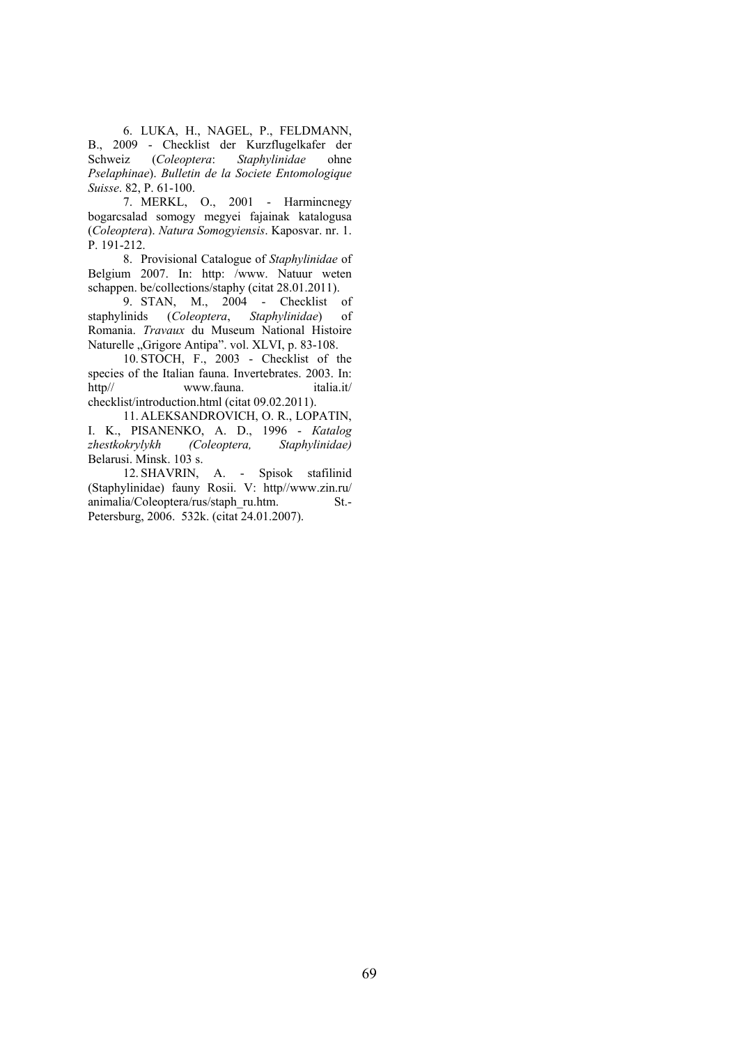6. LUKA, H., NAGEL, P., FELDMANN, B., 2009 - Checklist der Kurzflugelkafer der Schweiz (*Coleoptera*: *Staphylinidae* ohne *Pselaphinae*). *Bulletin de la Societe Entomologique Suisse*. 82, P. 61-100.

7. MERKL, O., 2001 - Harmincnegy bogarcsalad somogy megyei fajainak katalogusa (*Coleoptera*). *Natura Somogyiensis*. Kaposvar. nr. 1. P. 191-212.

8. Provisional Catalogue of *Staphylinidae* of Belgium 2007. In: http: /www. Natuur weten schappen. be/collections/staphy (citat 28.01.2011).

9. STAN, M., 2004 - Checklist of staphylinids (*Coleoptera*, *Staphylinidae*) of Romania. *Travaux* du Museum National Histoire Naturelle „Grigore Antipa". vol. XLVI, p. 83-108.

10. STOCH, F., 2003 - Checklist of the species of the Italian fauna. Invertebrates. 2003. In: http// www.fauna. italia.it/ checklist/introduction.html (citat 09.02.2011).

11. ALEKSANDROVICH, O. R., LOPATIN, I. K., PISANENKO, A. D., 1996 - *Katalog zhestkokrylykh (Coleoptera, Staphylinidae)* Belarusi. Minsk. 103 s.

12. SHAVRIN, A. - Spisok stafilinid (Staphylinidae) fauny Rosii. V: http//www.zin.ru/ animalia/Coleoptera/rus/staph_ru.htm. St.-Petersburg, 2006. 532k. (citat 24.01.2007).